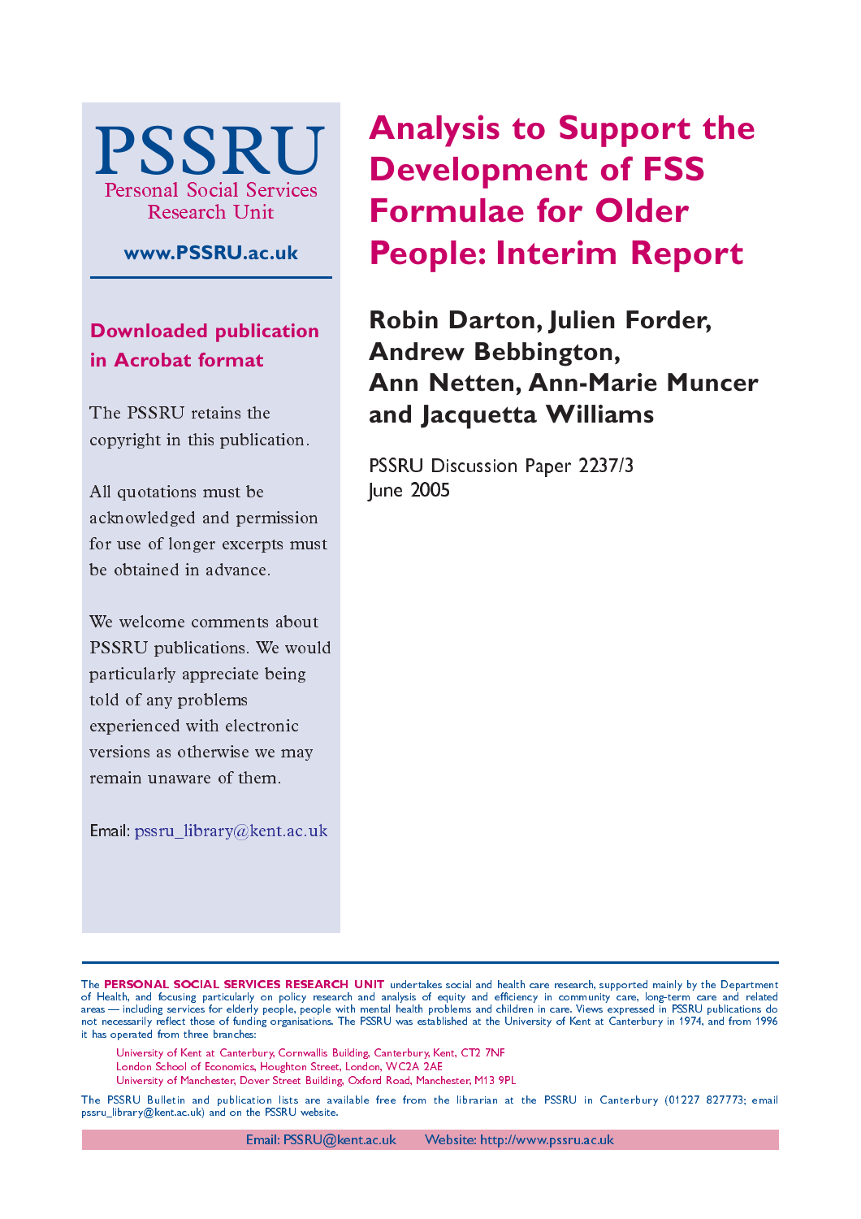# Analysis to Support the Development of FSS Formulae for Older People: Interim Report

**Robin Darton, Julien Forder, Andrew Bebbington, Ann Netten, Ann-Marie Muncer and Jacquetta Williams**

PSSRU Discussion Paper 2237/3
June 2005

PSSRU
Personal Social Services Research Unit

**www.PSSRU.ac.uk**

**Downloaded publication in Acrobat format**

The PSSRU retains the copyright in this publication.

All quotations must be acknowledged and permission for use of longer excerpts must be obtained in advance.

We welcome comments about PSSRU publications. We would particularly appreciate being told of any problems experienced with electronic versions as otherwise we may remain unaware of them.

Email: pssru_library@kent.ac.uk

The **PERSONAL SOCIAL SERVICES RESEARCH UNIT** undertakes social and health care research, supported mainly by the Department of Health, and focusing particularly on policy research and analysis of equity and efficiency in community care, long-term care and related areas — including services for elderly people, people with mental health problems and children in care. Views expressed in PSSRU publications do not necessarily reflect those of funding organisations. The PSSRU was established at the University of Kent at Canterbury in 1974, and from 1996 it has operated from three branches:

University of Kent at Canterbury, Cornwallis Building, Canterbury, Kent, CT2 7NF
London School of Economics, Houghton Street, London, WC2A 2AE
University of Manchester, Dover Street Building, Oxford Road, Manchester, M13 9PL

The PSSRU Bulletin and publication lists are available free from the librarian at the PSSRU in Canterbury (01227 827773; email pssru_library@kent.ac.uk) and on the PSSRU website.

Email: PSSRU@kent.ac.uk Website: http://www.pssru.ac.uk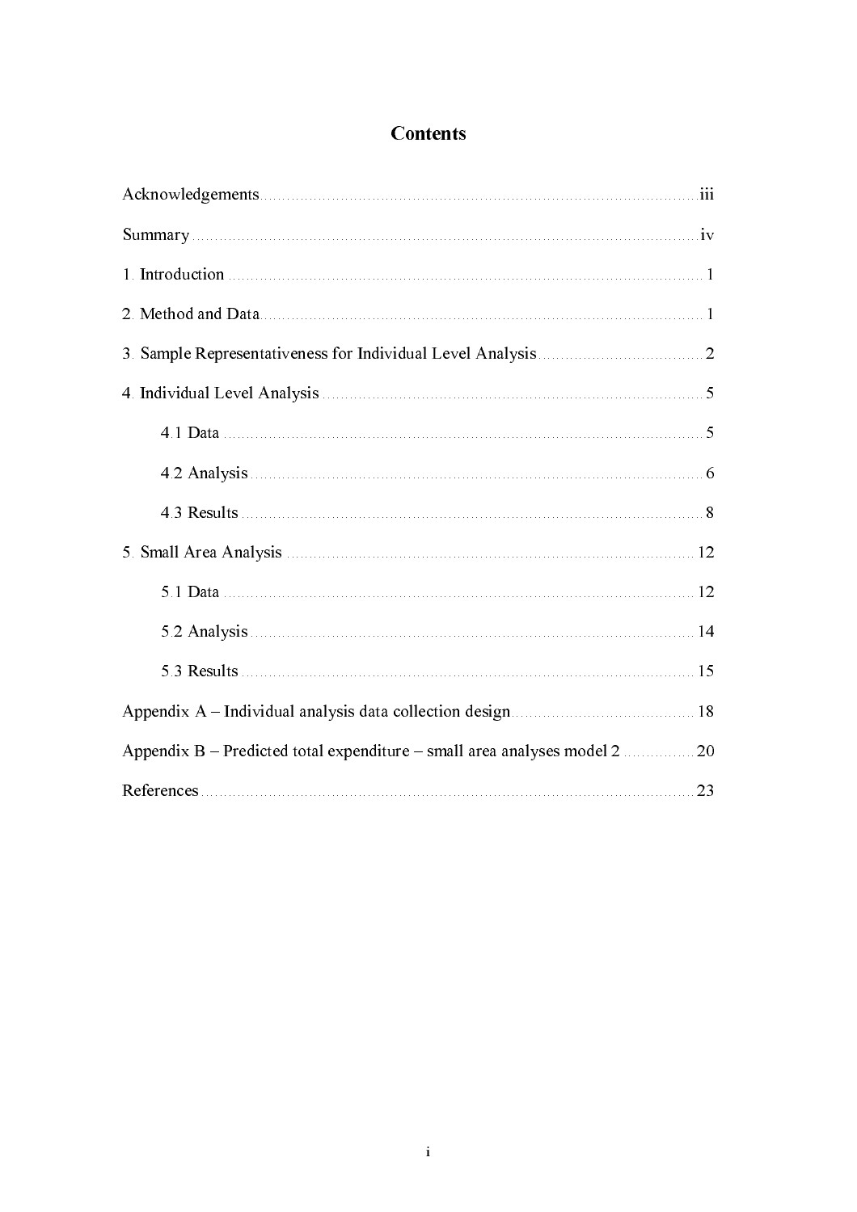# Contents

Acknowledgements ........................................................................................... iii

Summary ........................................................................................................ iv

1. Introduction ................................................................................................. 1

2. Method and Data .......................................................................................... 1

3. Sample Representativeness for Individual Level Analysis ................................. 2

4. Individual Level Analysis ............................................................................... 5

  4.1 Data .......................................................................................................... 5

  4.2 Analysis .................................................................................................... 6

  4.3 Results ...................................................................................................... 8

5. Small Area Analysis ...................................................................................... 12

  5.1 Data ......................................................................................................... 12

  5.2 Analysis ................................................................................................... 14

  5.3 Results ..................................................................................................... 15

Appendix A – Individual analysis data collection design ...................................... 18

Appendix B – Predicted total expenditure – small area analyses model 2 ............... 20

References ...................................................................................................... 23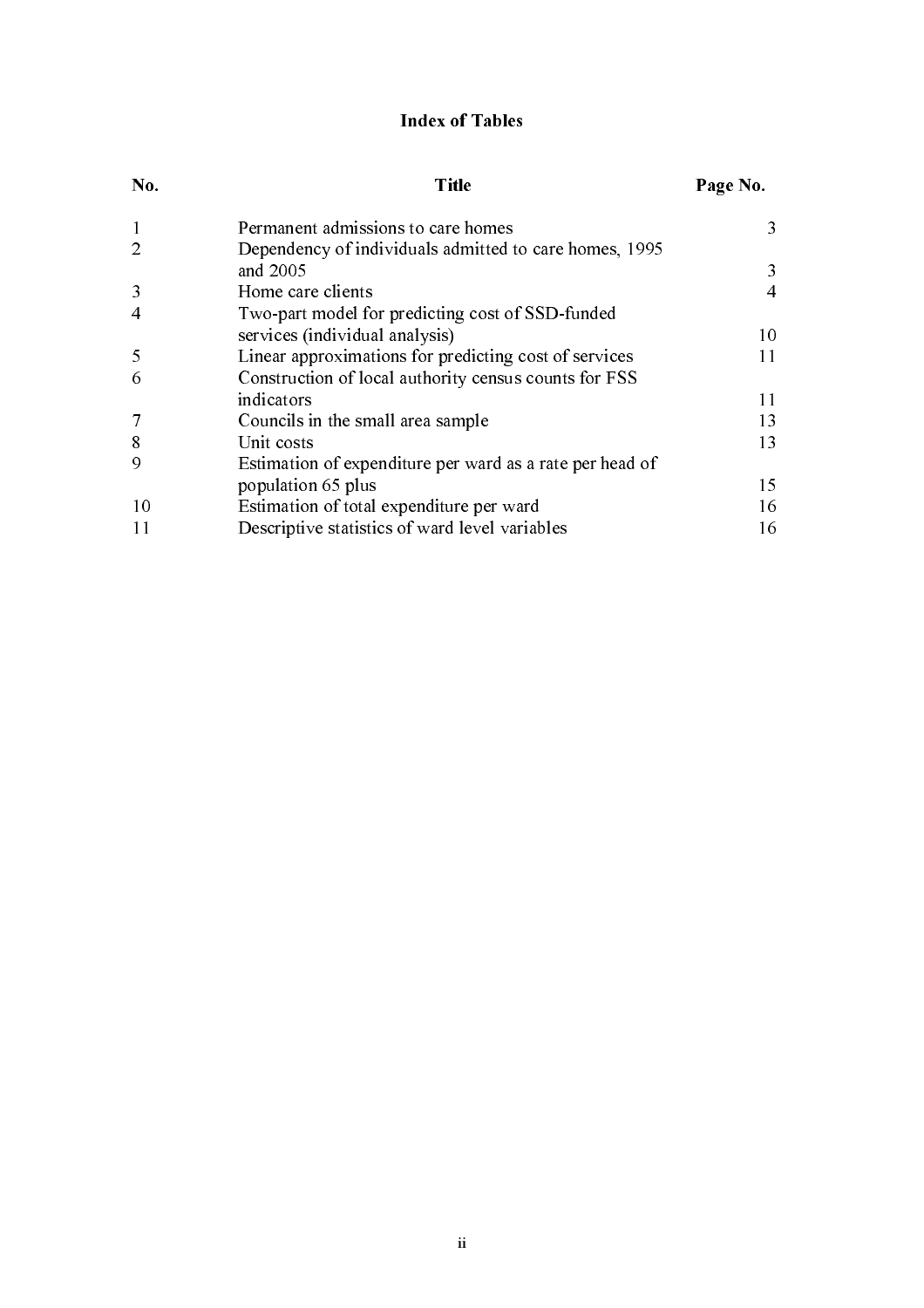# Index of Tables

| No. | Title | Page No. |
|---|---|---|
| 1 | Permanent admissions to care homes | 3 |
| 2 | Dependency of individuals admitted to care homes, 1995 and 2005 | 3 |
| 3 | Home care clients | 4 |
| 4 | Two-part model for predicting cost of SSD-funded services (individual analysis) | 10 |
| 5 | Linear approximations for predicting cost of services | 11 |
| 6 | Construction of local authority census counts for FSS indicators | 11 |
| 7 | Councils in the small area sample | 13 |
| 8 | Unit costs | 13 |
| 9 | Estimation of expenditure per ward as a rate per head of population 65 plus | 15 |
| 10 | Estimation of total expenditure per ward | 16 |
| 11 | Descriptive statistics of ward level variables | 16 |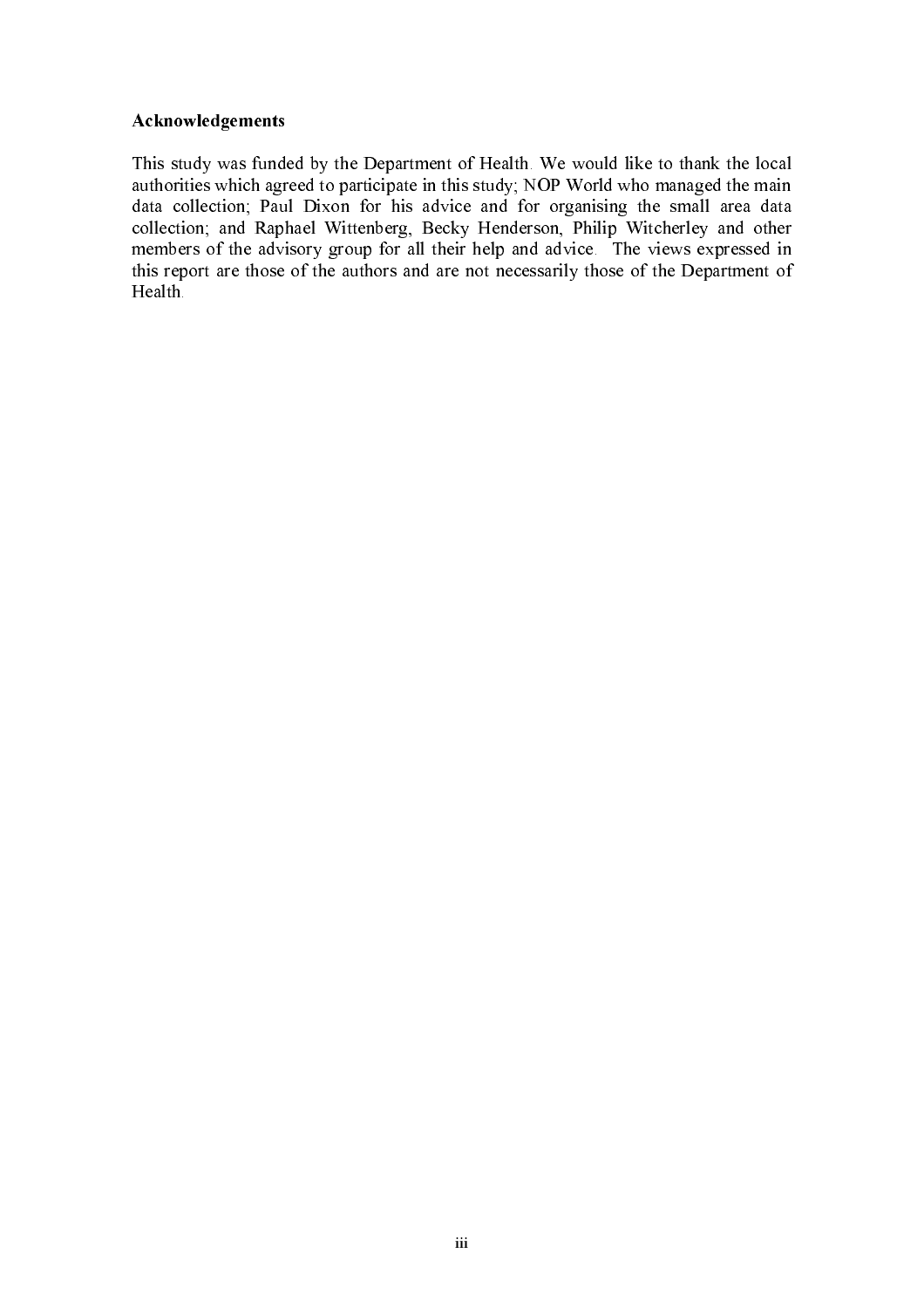**Acknowledgements**

This study was funded by the Department of Health. We would like to thank the local authorities which agreed to participate in this study; NOP World who managed the main data collection; Paul Dixon for his advice and for organising the small area data collection; and Raphael Wittenberg, Becky Henderson, Philip Witcherley and other members of the advisory group for all their help and advice. The views expressed in this report are those of the authors and are not necessarily those of the Department of Health.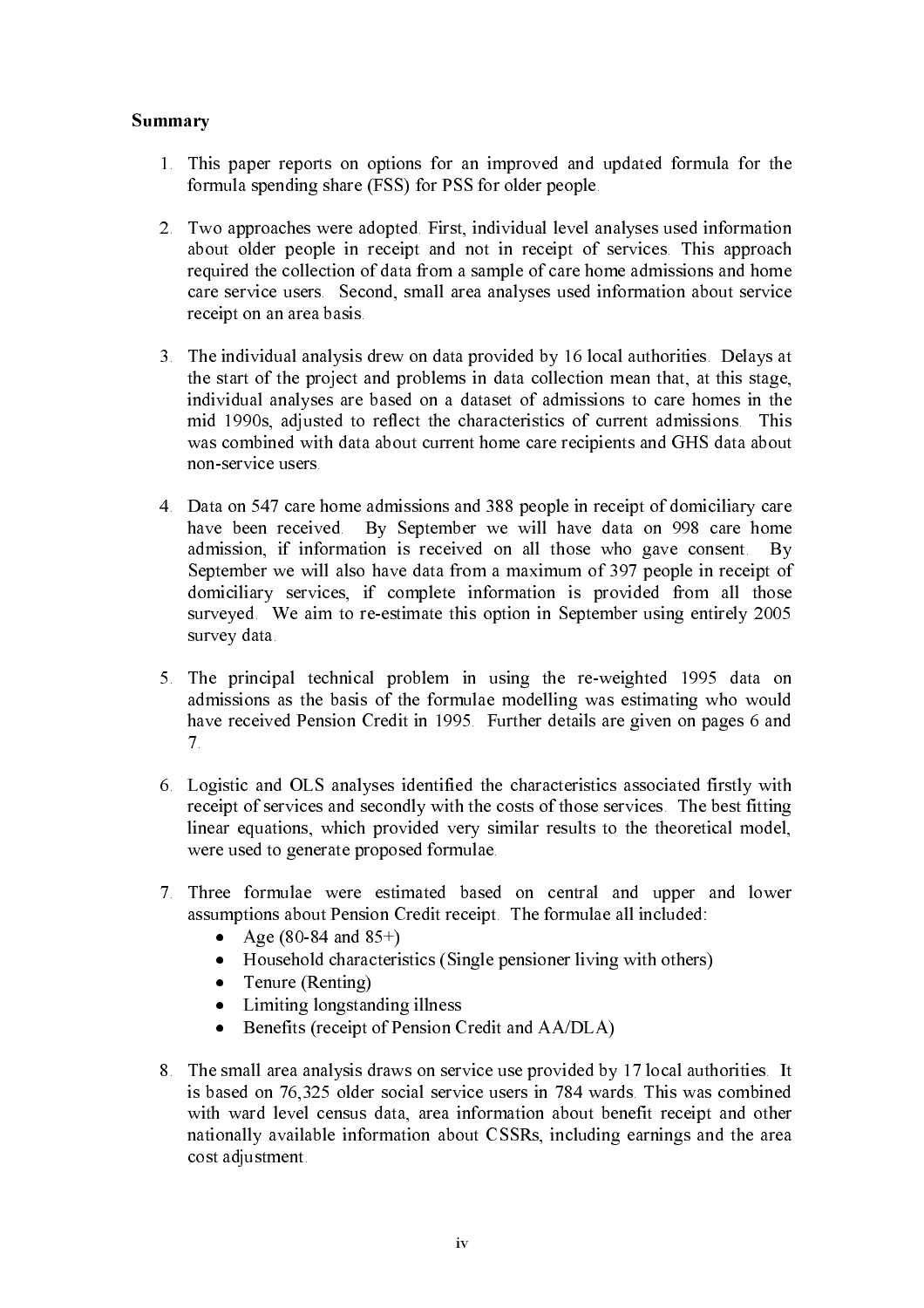**Summary**

1. This paper reports on options for an improved and updated formula for the formula spending share (FSS) for PSS for older people.

2. Two approaches were adopted. First, individual level analyses used information about older people in receipt and not in receipt of services. This approach required the collection of data from a sample of care home admissions and home care service users. Second, small area analyses used information about service receipt on an area basis.

3. The individual analysis drew on data provided by 16 local authorities. Delays at the start of the project and problems in data collection mean that, at this stage, individual analyses are based on a dataset of admissions to care homes in the mid 1990s, adjusted to reflect the characteristics of current admissions. This was combined with data about current home care recipients and GHS data about non-service users.

4. Data on 547 care home admissions and 388 people in receipt of domiciliary care have been received. By September we will have data on 998 care home admission, if information is received on all those who gave consent. By September we will also have data from a maximum of 397 people in receipt of domiciliary services, if complete information is provided from all those surveyed. We aim to re-estimate this option in September using entirely 2005 survey data.

5. The principal technical problem in using the re-weighted 1995 data on admissions as the basis of the formulae modelling was estimating who would have received Pension Credit in 1995. Further details are given on pages 6 and 7.

6. Logistic and OLS analyses identified the characteristics associated firstly with receipt of services and secondly with the costs of those services. The best fitting linear equations, which provided very similar results to the theoretical model, were used to generate proposed formulae.

7. Three formulae were estimated based on central and upper and lower assumptions about Pension Credit receipt. The formulae all included:
   - Age (80-84 and 85+)
   - Household characteristics (Single pensioner living with others)
   - Tenure (Renting)
   - Limiting longstanding illness
   - Benefits (receipt of Pension Credit and AA/DLA)

8. The small area analysis draws on service use provided by 17 local authorities. It is based on 76,325 older social service users in 784 wards. This was combined with ward level census data, area information about benefit receipt and other nationally available information about CSSRs, including earnings and the area cost adjustment.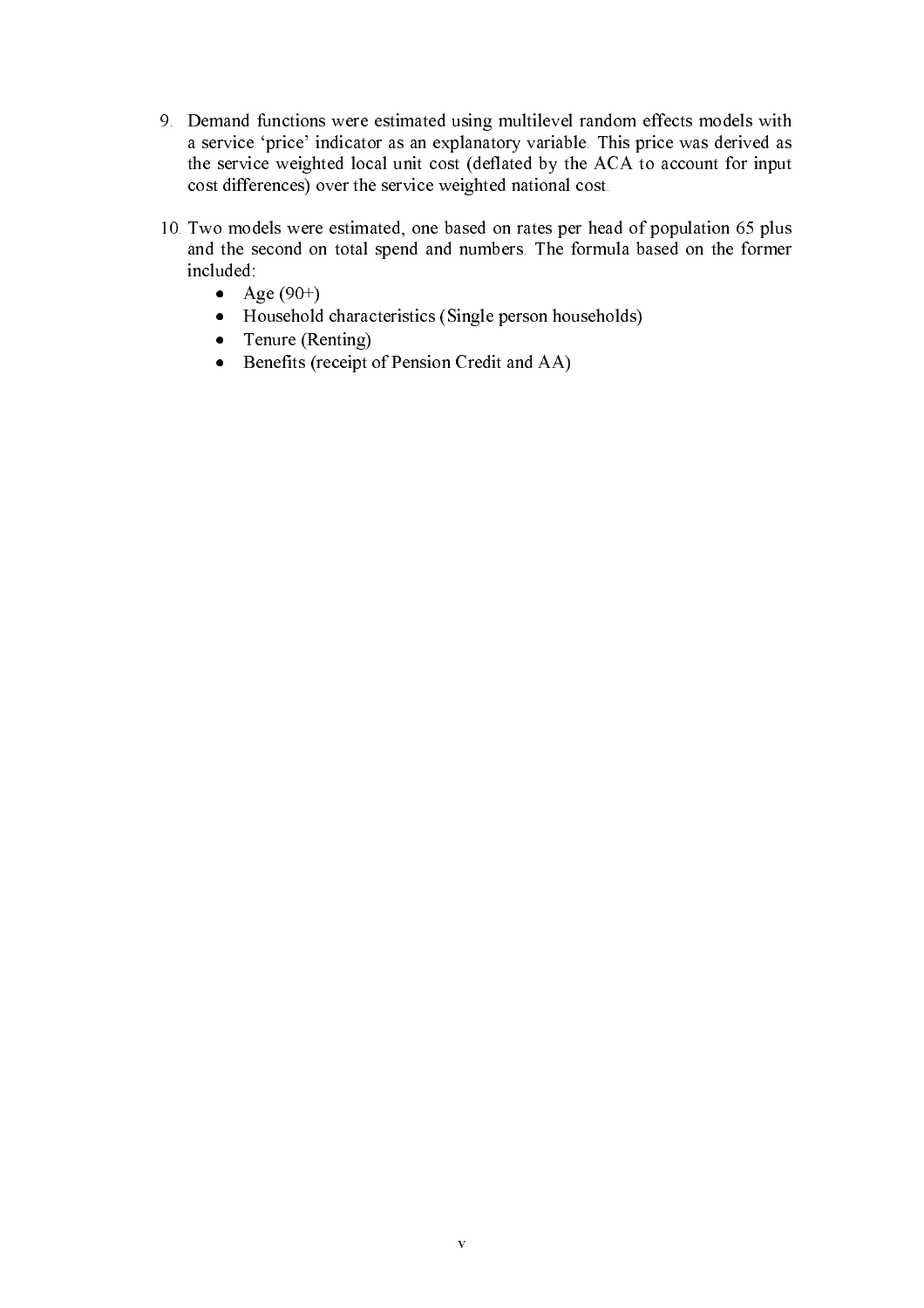9. Demand functions were estimated using multilevel random effects models with a service 'price' indicator as an explanatory variable. This price was derived as the service weighted local unit cost (deflated by the ACA to account for input cost differences) over the service weighted national cost.

10. Two models were estimated, one based on rates per head of population 65 plus and the second on total spend and numbers. The formula based on the former included:
    - Age (90+)
    - Household characteristics (Single person households)
    - Tenure (Renting)
    - Benefits (receipt of Pension Credit and AA)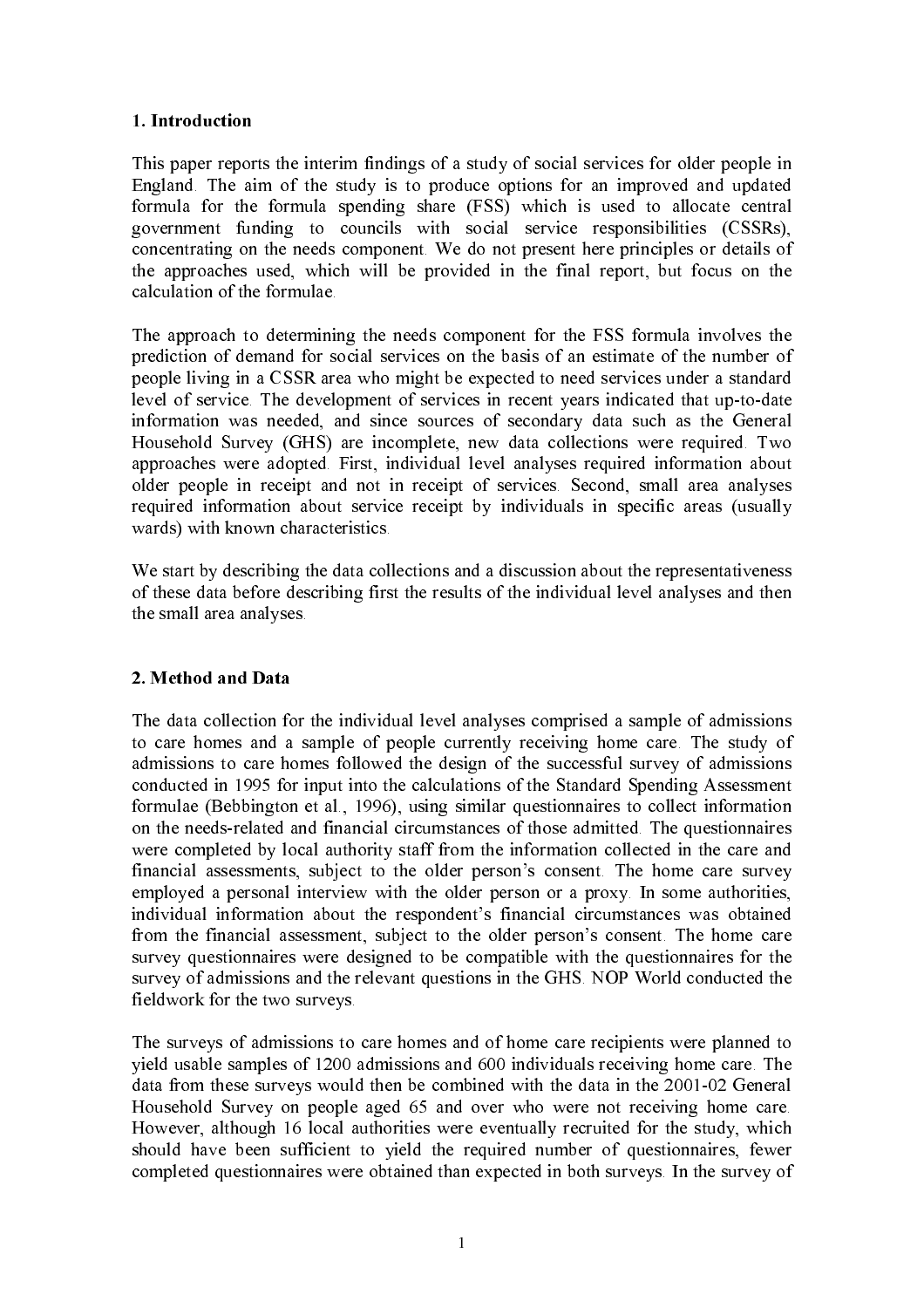## 1. Introduction

This paper reports the interim findings of a study of social services for older people in England. The aim of the study is to produce options for an improved and updated formula for the formula spending share (FSS) which is used to allocate central government funding to councils with social service responsibilities (CSSRs), concentrating on the needs component. We do not present here principles or details of the approaches used, which will be provided in the final report, but focus on the calculation of the formulae.

The approach to determining the needs component for the FSS formula involves the prediction of demand for social services on the basis of an estimate of the number of people living in a CSSR area who might be expected to need services under a standard level of service. The development of services in recent years indicated that up-to-date information was needed, and since sources of secondary data such as the General Household Survey (GHS) are incomplete, new data collections were required. Two approaches were adopted. First, individual level analyses required information about older people in receipt and not in receipt of services. Second, small area analyses required information about service receipt by individuals in specific areas (usually wards) with known characteristics.

We start by describing the data collections and a discussion about the representativeness of these data before describing first the results of the individual level analyses and then the small area analyses.

## 2. Method and Data

The data collection for the individual level analyses comprised a sample of admissions to care homes and a sample of people currently receiving home care. The study of admissions to care homes followed the design of the successful survey of admissions conducted in 1995 for input into the calculations of the Standard Spending Assessment formulae (Bebbington et al., 1996), using similar questionnaires to collect information on the needs-related and financial circumstances of those admitted. The questionnaires were completed by local authority staff from the information collected in the care and financial assessments, subject to the older person's consent. The home care survey employed a personal interview with the older person or a proxy. In some authorities, individual information about the respondent's financial circumstances was obtained from the financial assessment, subject to the older person's consent. The home care survey questionnaires were designed to be compatible with the questionnaires for the survey of admissions and the relevant questions in the GHS. NOP World conducted the fieldwork for the two surveys.

The surveys of admissions to care homes and of home care recipients were planned to yield usable samples of 1200 admissions and 600 individuals receiving home care. The data from these surveys would then be combined with the data in the 2001-02 General Household Survey on people aged 65 and over who were not receiving home care. However, although 16 local authorities were eventually recruited for the study, which should have been sufficient to yield the required number of questionnaires, fewer completed questionnaires were obtained than expected in both surveys. In the survey of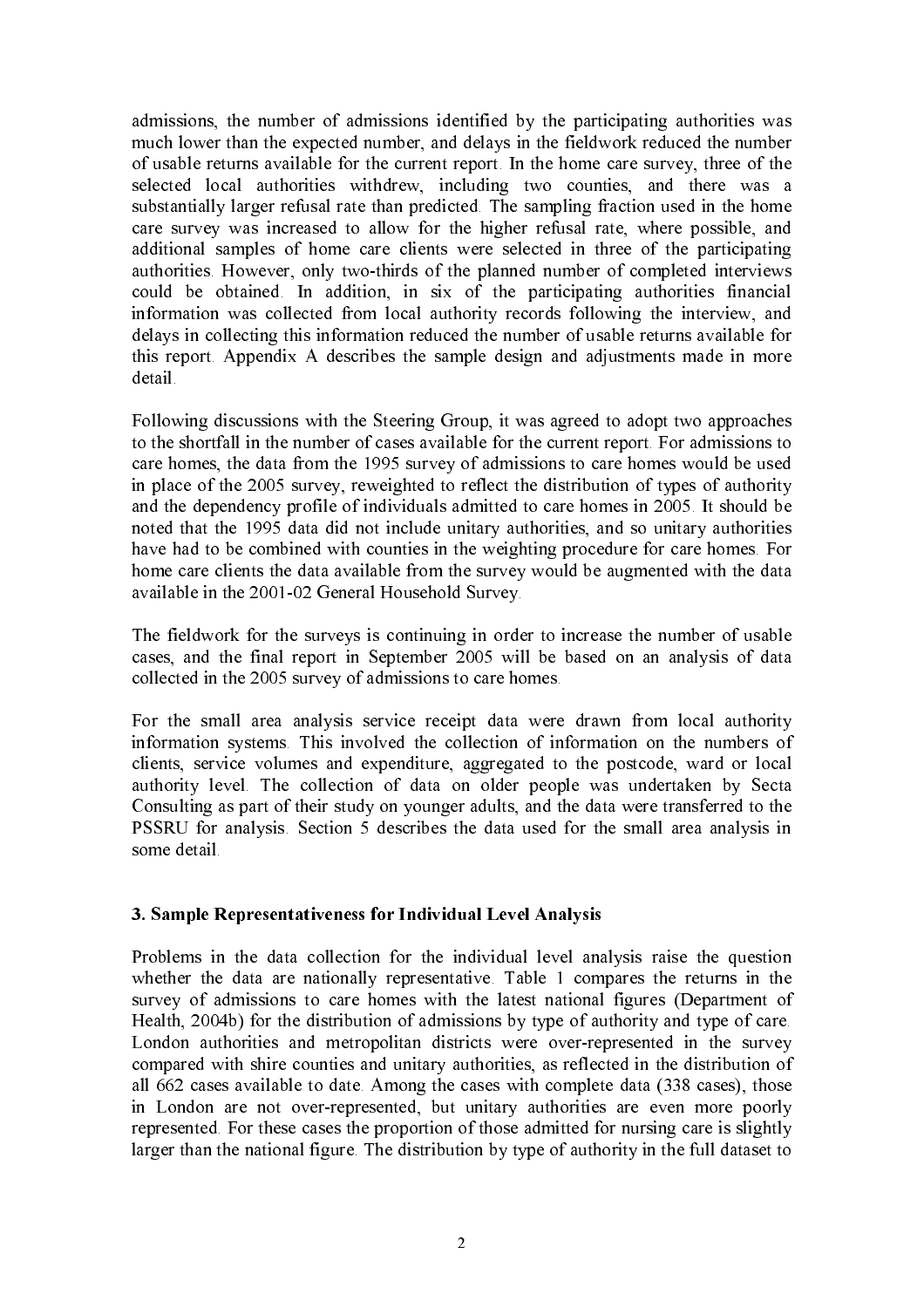admissions, the number of admissions identified by the participating authorities was much lower than the expected number, and delays in the fieldwork reduced the number of usable returns available for the current report. In the home care survey, three of the selected local authorities withdrew, including two counties, and there was a substantially larger refusal rate than predicted. The sampling fraction used in the home care survey was increased to allow for the higher refusal rate, where possible, and additional samples of home care clients were selected in three of the participating authorities. However, only two-thirds of the planned number of completed interviews could be obtained. In addition, in six of the participating authorities financial information was collected from local authority records following the interview, and delays in collecting this information reduced the number of usable returns available for this report. Appendix A describes the sample design and adjustments made in more detail.

Following discussions with the Steering Group, it was agreed to adopt two approaches to the shortfall in the number of cases available for the current report. For admissions to care homes, the data from the 1995 survey of admissions to care homes would be used in place of the 2005 survey, reweighted to reflect the distribution of types of authority and the dependency profile of individuals admitted to care homes in 2005. It should be noted that the 1995 data did not include unitary authorities, and so unitary authorities have had to be combined with counties in the weighting procedure for care homes. For home care clients the data available from the survey would be augmented with the data available in the 2001-02 General Household Survey.

The fieldwork for the surveys is continuing in order to increase the number of usable cases, and the final report in September 2005 will be based on an analysis of data collected in the 2005 survey of admissions to care homes.

For the small area analysis service receipt data were drawn from local authority information systems. This involved the collection of information on the numbers of clients, service volumes and expenditure, aggregated to the postcode, ward or local authority level. The collection of data on older people was undertaken by Secta Consulting as part of their study on younger adults, and the data were transferred to the PSSRU for analysis. Section 5 describes the data used for the small area analysis in some detail.

## 3. Sample Representativeness for Individual Level Analysis

Problems in the data collection for the individual level analysis raise the question whether the data are nationally representative. Table 1 compares the returns in the survey of admissions to care homes with the latest national figures (Department of Health, 2004b) for the distribution of admissions by type of authority and type of care. London authorities and metropolitan districts were over-represented in the survey compared with shire counties and unitary authorities, as reflected in the distribution of all 662 cases available to date. Among the cases with complete data (338 cases), those in London are not over-represented, but unitary authorities are even more poorly represented. For these cases the proportion of those admitted for nursing care is slightly larger than the national figure. The distribution by type of authority in the full dataset to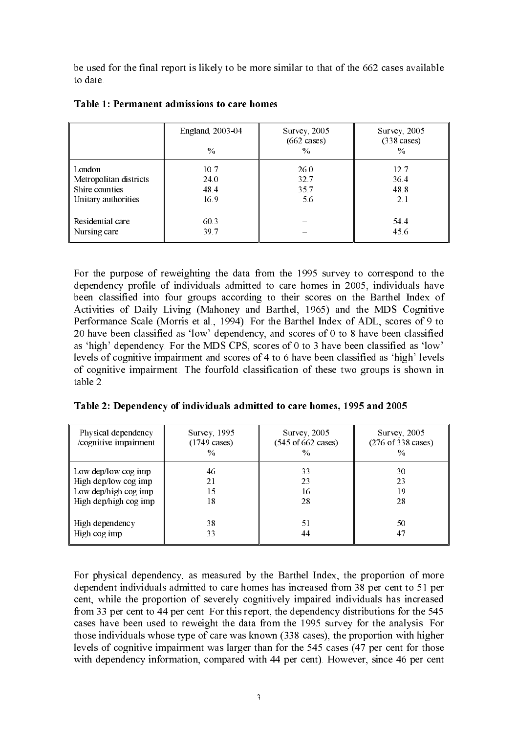be used for the final report is likely to be more similar to that of the 662 cases available to date.

**Table 1: Permanent admissions to care homes**

| | England, 2003-04<br>% | Survey, 2005<br>(662 cases)<br>% | Survey, 2005<br>(338 cases)<br>% |
|---|---|---|---|
| London | 10.7 | 26.0 | 12.7 |
| Metropolitan districts | 24.0 | 32.7 | 36.4 |
| Shire counties | 48.4 | 35.7 | 48.8 |
| Unitary authorities | 16.9 | 5.6 | 2.1 |
| Residential care | 60.3 | – | 54.4 |
| Nursing care | 39.7 | – | 45.6 |

For the purpose of reweighting the data from the 1995 survey to correspond to the dependency profile of individuals admitted to care homes in 2005, individuals have been classified into four groups according to their scores on the Barthel Index of Activities of Daily Living (Mahoney and Barthel, 1965) and the MDS Cognitive Performance Scale (Morris et al., 1994). For the Barthel Index of ADL, scores of 9 to 20 have been classified as 'low' dependency, and scores of 0 to 8 have been classified as 'high' dependency. For the MDS CPS, scores of 0 to 3 have been classified as 'low' levels of cognitive impairment and scores of 4 to 6 have been classified as 'high' levels of cognitive impairment. The fourfold classification of these two groups is shown in table 2.

**Table 2: Dependency of individuals admitted to care homes, 1995 and 2005**

| Physical dependency /cognitive impairment | Survey, 1995<br>(1749 cases)<br>% | Survey, 2005<br>(545 of 662 cases)<br>% | Survey, 2005<br>(276 of 338 cases)<br>% |
|---|---|---|---|
| Low dep/low cog imp | 46 | 33 | 30 |
| High dep/low cog imp | 21 | 23 | 23 |
| Low dep/high cog imp | 15 | 16 | 19 |
| High dep/high cog imp | 18 | 28 | 28 |
| High dependency | 38 | 51 | 50 |
| High cog imp | 33 | 44 | 47 |

For physical dependency, as measured by the Barthel Index, the proportion of more dependent individuals admitted to care homes has increased from 38 per cent to 51 per cent, while the proportion of severely cognitively impaired individuals has increased from 33 per cent to 44 per cent. For this report, the dependency distributions for the 545 cases have been used to reweight the data from the 1995 survey for the analysis. For those individuals whose type of care was known (338 cases), the proportion with higher levels of cognitive impairment was larger than for the 545 cases (47 per cent for those with dependency information, compared with 44 per cent). However, since 46 per cent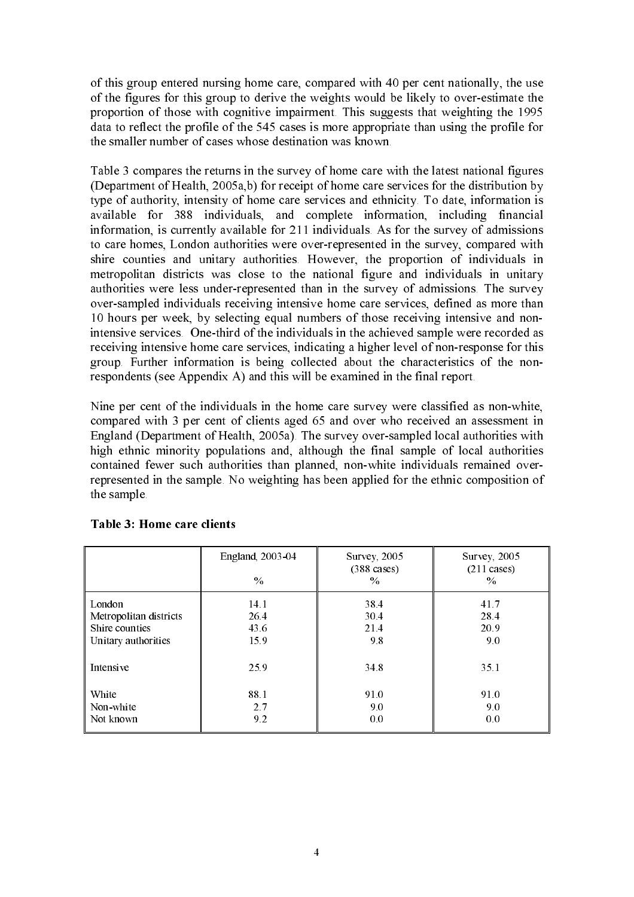of this group entered nursing home care, compared with 40 per cent nationally, the use of the figures for this group to derive the weights would be likely to over-estimate the proportion of those with cognitive impairment. This suggests that weighting the 1995 data to reflect the profile of the 545 cases is more appropriate than using the profile for the smaller number of cases whose destination was known.

Table 3 compares the returns in the survey of home care with the latest national figures (Department of Health, 2005a,b) for receipt of home care services for the distribution by type of authority, intensity of home care services and ethnicity. To date, information is available for 388 individuals, and complete information, including financial information, is currently available for 211 individuals. As for the survey of admissions to care homes, London authorities were over-represented in the survey, compared with shire counties and unitary authorities. However, the proportion of individuals in metropolitan districts was close to the national figure and individuals in unitary authorities were less under-represented than in the survey of admissions. The survey over-sampled individuals receiving intensive home care services, defined as more than 10 hours per week, by selecting equal numbers of those receiving intensive and non-intensive services. One-third of the individuals in the achieved sample were recorded as receiving intensive home care services, indicating a higher level of non-response for this group. Further information is being collected about the characteristics of the non-respondents (see Appendix A) and this will be examined in the final report.

Nine per cent of the individuals in the home care survey were classified as non-white, compared with 3 per cent of clients aged 65 and over who received an assessment in England (Department of Health, 2005a). The survey over-sampled local authorities with high ethnic minority populations and, although the final sample of local authorities contained fewer such authorities than planned, non-white individuals remained over-represented in the sample. No weighting has been applied for the ethnic composition of the sample.

**Table 3: Home care clients**

| | England, 2003-04<br>% | Survey, 2005<br>(388 cases)<br>% | Survey, 2005<br>(211 cases)<br>% |
|---|---|---|---|
| London | 14.1 | 38.4 | 41.7 |
| Metropolitan districts | 26.4 | 30.4 | 28.4 |
| Shire counties | 43.6 | 21.4 | 20.9 |
| Unitary authorities | 15.9 | 9.8 | 9.0 |
| Intensive | 25.9 | 34.8 | 35.1 |
| White | 88.1 | 91.0 | 91.0 |
| Non-white | 2.7 | 9.0 | 9.0 |
| Not known | 9.2 | 0.0 | 0.0 |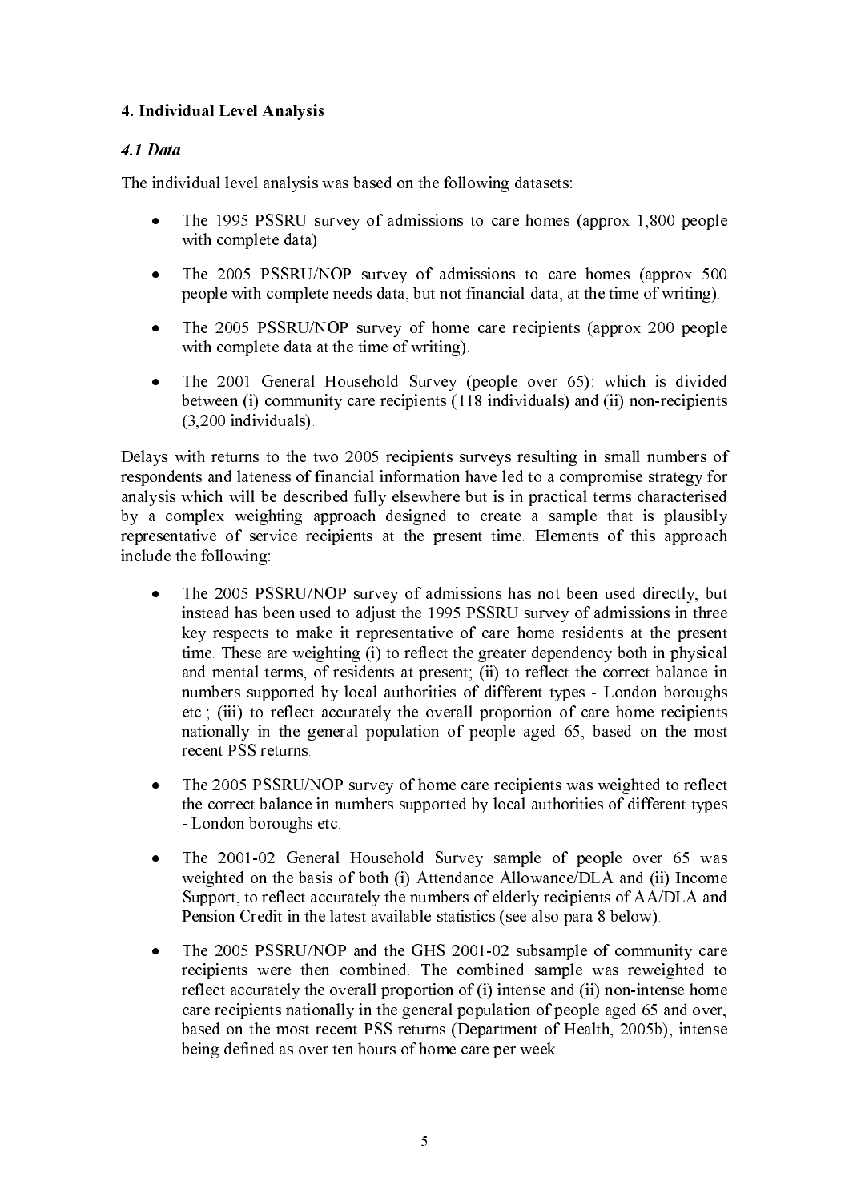## 4. Individual Level Analysis

### *4.1 Data*

The individual level analysis was based on the following datasets:

- The 1995 PSSRU survey of admissions to care homes (approx 1,800 people with complete data).
- The 2005 PSSRU/NOP survey of admissions to care homes (approx 500 people with complete needs data, but not financial data, at the time of writing).
- The 2005 PSSRU/NOP survey of home care recipients (approx 200 people with complete data at the time of writing).
- The 2001 General Household Survey (people over 65): which is divided between (i) community care recipients (118 individuals) and (ii) non-recipients (3,200 individuals).

Delays with returns to the two 2005 recipients surveys resulting in small numbers of respondents and lateness of financial information have led to a compromise strategy for analysis which will be described fully elsewhere but is in practical terms characterised by a complex weighting approach designed to create a sample that is plausibly representative of service recipients at the present time. Elements of this approach include the following:

- The 2005 PSSRU/NOP survey of admissions has not been used directly, but instead has been used to adjust the 1995 PSSRU survey of admissions in three key respects to make it representative of care home residents at the present time. These are weighting (i) to reflect the greater dependency both in physical and mental terms, of residents at present; (ii) to reflect the correct balance in numbers supported by local authorities of different types - London boroughs etc.; (iii) to reflect accurately the overall proportion of care home recipients nationally in the general population of people aged 65, based on the most recent PSS returns.
- The 2005 PSSRU/NOP survey of home care recipients was weighted to reflect the correct balance in numbers supported by local authorities of different types - London boroughs etc.
- The 2001-02 General Household Survey sample of people over 65 was weighted on the basis of both (i) Attendance Allowance/DLA and (ii) Income Support, to reflect accurately the numbers of elderly recipients of AA/DLA and Pension Credit in the latest available statistics (see also para 8 below).
- The 2005 PSSRU/NOP and the GHS 2001-02 subsample of community care recipients were then combined. The combined sample was reweighted to reflect accurately the overall proportion of (i) intense and (ii) non-intense home care recipients nationally in the general population of people aged 65 and over, based on the most recent PSS returns (Department of Health, 2005b), intense being defined as over ten hours of home care per week.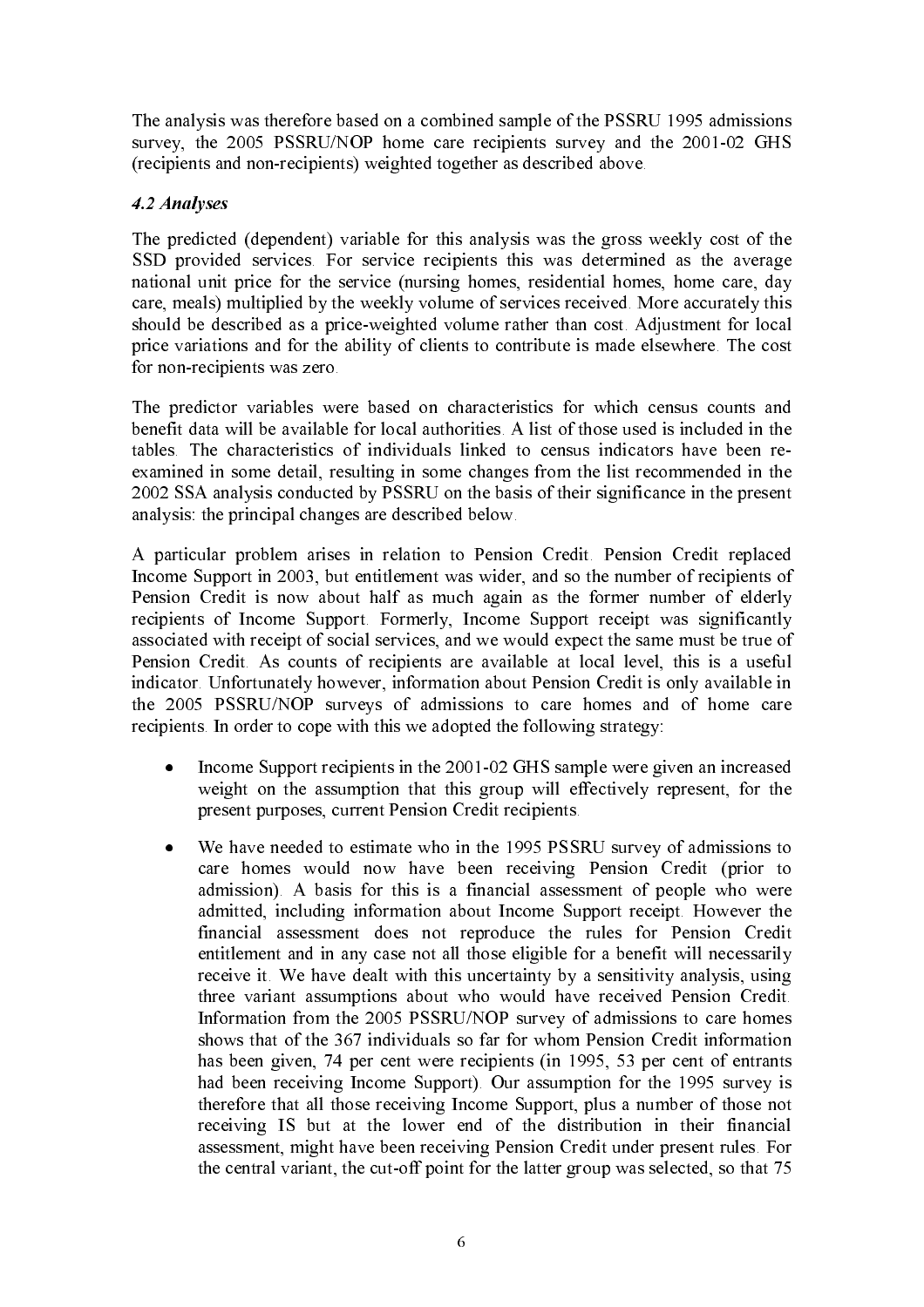The analysis was therefore based on a combined sample of the PSSRU 1995 admissions survey, the 2005 PSSRU/NOP home care recipients survey and the 2001-02 GHS (recipients and non-recipients) weighted together as described above.

### *4.2 Analyses*

The predicted (dependent) variable for this analysis was the gross weekly cost of the SSD provided services. For service recipients this was determined as the average national unit price for the service (nursing homes, residential homes, home care, day care, meals) multiplied by the weekly volume of services received. More accurately this should be described as a price-weighted volume rather than cost. Adjustment for local price variations and for the ability of clients to contribute is made elsewhere. The cost for non-recipients was zero.

The predictor variables were based on characteristics for which census counts and benefit data will be available for local authorities. A list of those used is included in the tables. The characteristics of individuals linked to census indicators have been re-examined in some detail, resulting in some changes from the list recommended in the 2002 SSA analysis conducted by PSSRU on the basis of their significance in the present analysis: the principal changes are described below.

A particular problem arises in relation to Pension Credit. Pension Credit replaced Income Support in 2003, but entitlement was wider, and so the number of recipients of Pension Credit is now about half as much again as the former number of elderly recipients of Income Support. Formerly, Income Support receipt was significantly associated with receipt of social services, and we would expect the same must be true of Pension Credit. As counts of recipients are available at local level, this is a useful indicator. Unfortunately however, information about Pension Credit is only available in the 2005 PSSRU/NOP surveys of admissions to care homes and of home care recipients. In order to cope with this we adopted the following strategy:

- Income Support recipients in the 2001-02 GHS sample were given an increased weight on the assumption that this group will effectively represent, for the present purposes, current Pension Credit recipients.
- We have needed to estimate who in the 1995 PSSRU survey of admissions to care homes would now have been receiving Pension Credit (prior to admission). A basis for this is a financial assessment of people who were admitted, including information about Income Support receipt. However the financial assessment does not reproduce the rules for Pension Credit entitlement and in any case not all those eligible for a benefit will necessarily receive it. We have dealt with this uncertainty by a sensitivity analysis, using three variant assumptions about who would have received Pension Credit. Information from the 2005 PSSRU/NOP survey of admissions to care homes shows that of the 367 individuals so far for whom Pension Credit information has been given, 74 per cent were recipients (in 1995, 53 per cent of entrants had been receiving Income Support). Our assumption for the 1995 survey is therefore that all those receiving Income Support, plus a number of those not receiving IS but at the lower end of the distribution in their financial assessment, might have been receiving Pension Credit under present rules. For the central variant, the cut-off point for the latter group was selected, so that 75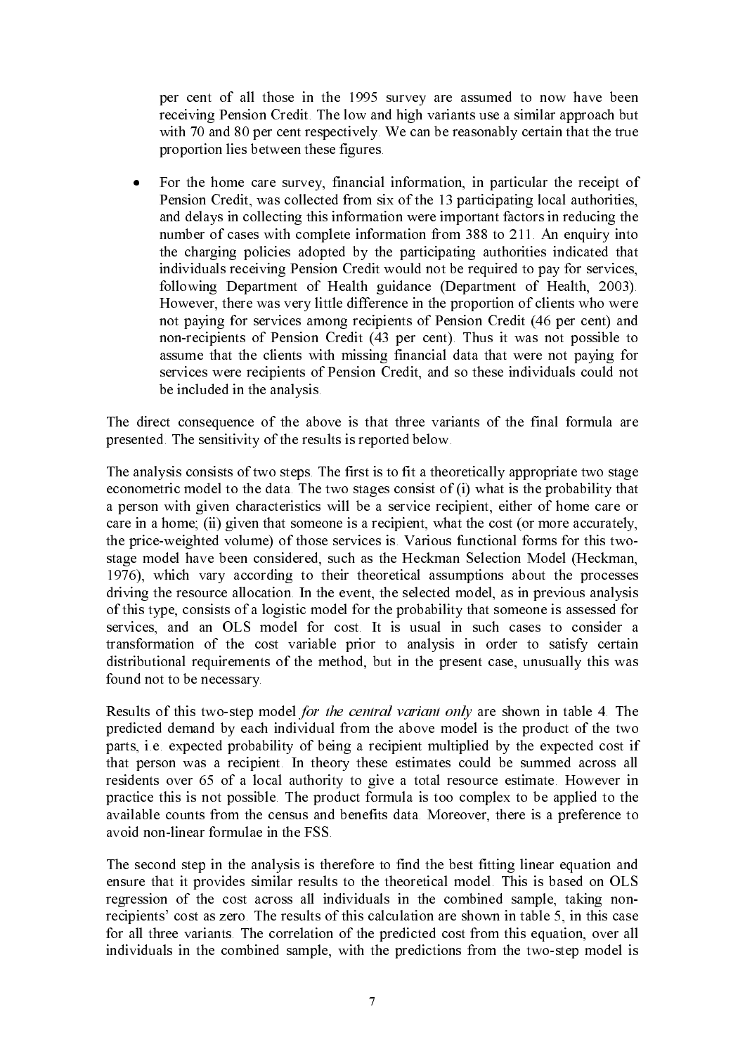per cent of all those in the 1995 survey are assumed to now have been receiving Pension Credit. The low and high variants use a similar approach but with 70 and 80 per cent respectively. We can be reasonably certain that the true proportion lies between these figures.

- For the home care survey, financial information, in particular the receipt of Pension Credit, was collected from six of the 13 participating local authorities, and delays in collecting this information were important factors in reducing the number of cases with complete information from 388 to 211. An enquiry into the charging policies adopted by the participating authorities indicated that individuals receiving Pension Credit would not be required to pay for services, following Department of Health guidance (Department of Health, 2003). However, there was very little difference in the proportion of clients who were not paying for services among recipients of Pension Credit (46 per cent) and non-recipients of Pension Credit (43 per cent). Thus it was not possible to assume that the clients with missing financial data that were not paying for services were recipients of Pension Credit, and so these individuals could not be included in the analysis.

The direct consequence of the above is that three variants of the final formula are presented. The sensitivity of the results is reported below.

The analysis consists of two steps. The first is to fit a theoretically appropriate two stage econometric model to the data. The two stages consist of (i) what is the probability that a person with given characteristics will be a service recipient, either of home care or care in a home; (ii) given that someone is a recipient, what the cost (or more accurately, the price-weighted volume) of those services is. Various functional forms for this two-stage model have been considered, such as the Heckman Selection Model (Heckman, 1976), which vary according to their theoretical assumptions about the processes driving the resource allocation. In the event, the selected model, as in previous analysis of this type, consists of a logistic model for the probability that someone is assessed for services, and an OLS model for cost. It is usual in such cases to consider a transformation of the cost variable prior to analysis in order to satisfy certain distributional requirements of the method, but in the present case, unusually this was found not to be necessary.

Results of this two-step model *for the central variant only* are shown in table 4. The predicted demand by each individual from the above model is the product of the two parts, i.e. expected probability of being a recipient multiplied by the expected cost if that person was a recipient. In theory these estimates could be summed across all residents over 65 of a local authority to give a total resource estimate. However in practice this is not possible. The product formula is too complex to be applied to the available counts from the census and benefits data. Moreover, there is a preference to avoid non-linear formulae in the FSS.

The second step in the analysis is therefore to find the best fitting linear equation and ensure that it provides similar results to the theoretical model. This is based on OLS regression of the cost across all individuals in the combined sample, taking non-recipients' cost as zero. The results of this calculation are shown in table 5, in this case for all three variants. The correlation of the predicted cost from this equation, over all individuals in the combined sample, with the predictions from the two-step model is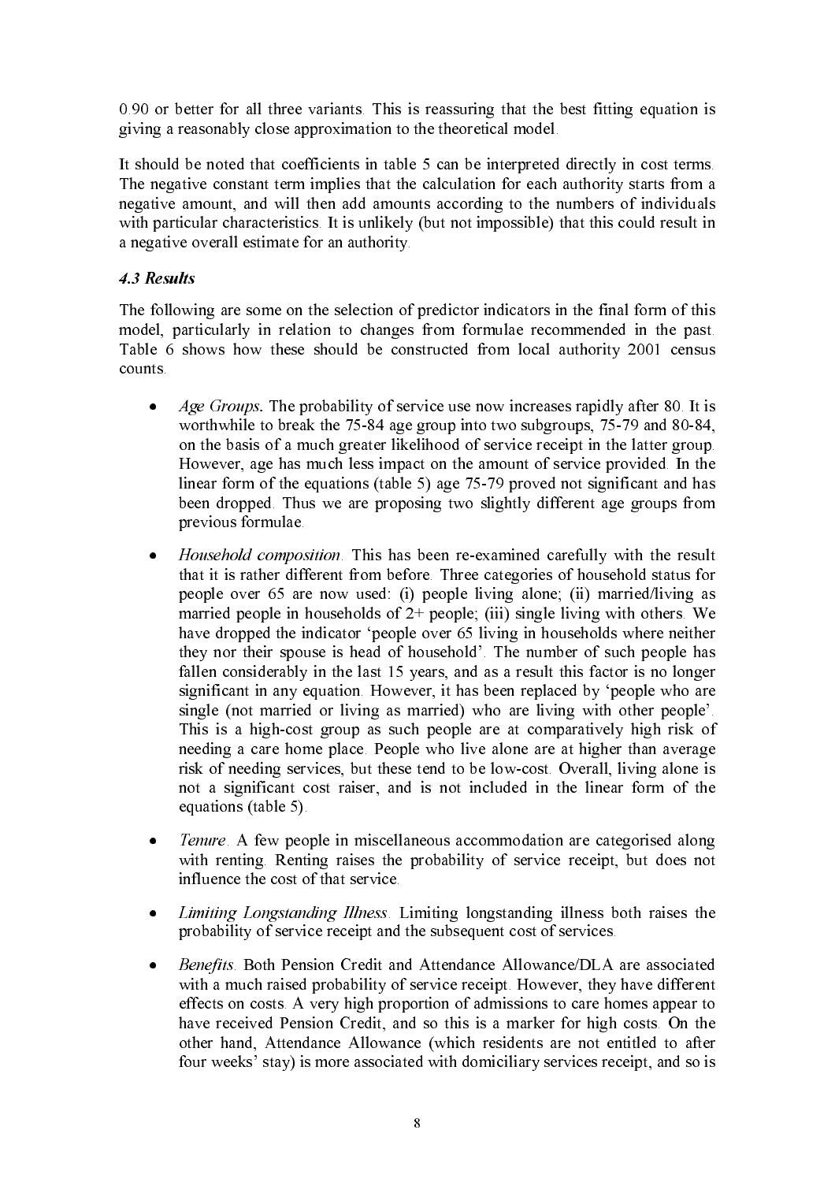0.90 or better for all three variants. This is reassuring that the best fitting equation is giving a reasonably close approximation to the theoretical model.

It should be noted that coefficients in table 5 can be interpreted directly in cost terms. The negative constant term implies that the calculation for each authority starts from a negative amount, and will then add amounts according to the numbers of individuals with particular characteristics. It is unlikely (but not impossible) that this could result in a negative overall estimate for an authority.

### *4.3 Results*

The following are some on the selection of predictor indicators in the final form of this model, particularly in relation to changes from formulae recommended in the past. Table 6 shows how these should be constructed from local authority 2001 census counts.

- *Age Groups*. The probability of service use now increases rapidly after 80. It is worthwhile to break the 75-84 age group into two subgroups, 75-79 and 80-84, on the basis of a much greater likelihood of service receipt in the latter group. However, age has much less impact on the amount of service provided. In the linear form of the equations (table 5) age 75-79 proved not significant and has been dropped. Thus we are proposing two slightly different age groups from previous formulae.
- *Household composition*. This has been re-examined carefully with the result that it is rather different from before. Three categories of household status for people over 65 are now used: (i) people living alone; (ii) married/living as married people in households of 2+ people; (iii) single living with others. We have dropped the indicator 'people over 65 living in households where neither they nor their spouse is head of household'. The number of such people has fallen considerably in the last 15 years, and as a result this factor is no longer significant in any equation. However, it has been replaced by 'people who are single (not married or living as married) who are living with other people'. This is a high-cost group as such people are at comparatively high risk of needing a care home place. People who live alone are at higher than average risk of needing services, but these tend to be low-cost. Overall, living alone is not a significant cost raiser, and is not included in the linear form of the equations (table 5).
- *Tenure*. A few people in miscellaneous accommodation are categorised along with renting. Renting raises the probability of service receipt, but does not influence the cost of that service.
- *Limiting Longstanding Illness*. Limiting longstanding illness both raises the probability of service receipt and the subsequent cost of services.
- *Benefits*. Both Pension Credit and Attendance Allowance/DLA are associated with a much raised probability of service receipt. However, they have different effects on costs. A very high proportion of admissions to care homes appear to have received Pension Credit, and so this is a marker for high costs. On the other hand, Attendance Allowance (which residents are not entitled to after four weeks' stay) is more associated with domiciliary services receipt, and so is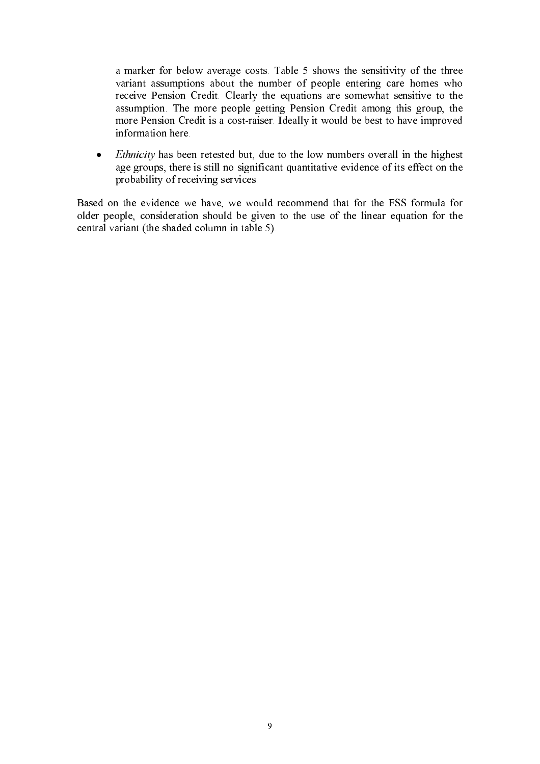a marker for below average costs. Table 5 shows the sensitivity of the three variant assumptions about the number of people entering care homes who receive Pension Credit. Clearly the equations are somewhat sensitive to the assumption. The more people getting Pension Credit among this group, the more Pension Credit is a cost-raiser. Ideally it would be best to have improved information here.

- *Ethnicity* has been retested but, due to the low numbers overall in the highest age groups, there is still no significant quantitative evidence of its effect on the probability of receiving services.

Based on the evidence we have, we would recommend that for the FSS formula for older people, consideration should be given to the use of the linear equation for the central variant (the shaded column in table 5).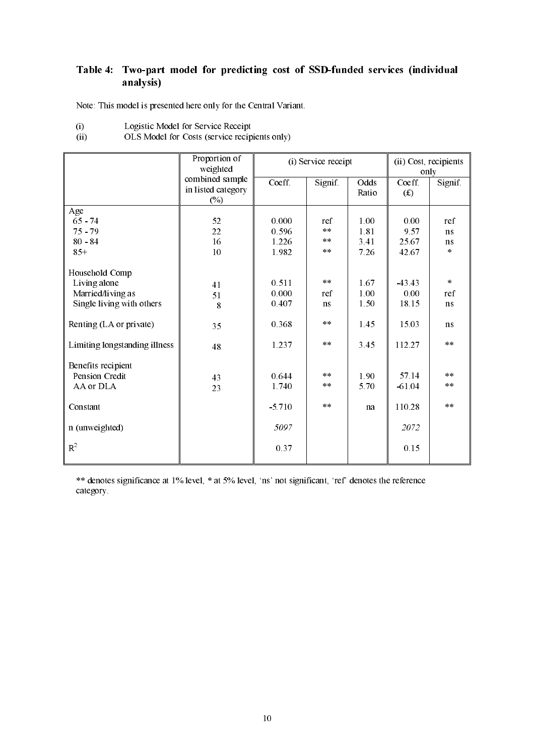### Table 4: Two-part model for predicting cost of SSD-funded services (individual analysis)

Note: This model is presented here only for the Central Variant.

(i) Logistic Model for Service Receipt
(ii) OLS Model for Costs (service recipients only)

| | Proportion of weighted combined sample in listed category (%) | (i) Service receipt | | | (ii) Cost, recipients only | |
|---|---|---|---|---|---|---|
| | | Coeff. | Signif. | Odds Ratio | Coeff. (£) | Signif. |
| **Age** | | | | | | |
| 65 - 74 | 52 | 0.000 | ref | 1.00 | 0.00 | ref |
| 75 - 79 | 22 | 0.596 | ** | 1.81 | 9.57 | ns |
| 80 - 84 | 16 | 1.226 | ** | 3.41 | 25.67 | ns |
| 85+ | 10 | 1.982 | ** | 7.26 | 42.67 | * |
| **Household Comp** | | | | | | |
| Living alone | 41 | 0.511 | ** | 1.67 | -43.43 | * |
| Married/living as | 51 | 0.000 | ref | 1.00 | 0.00 | ref |
| Single living with others | 8 | 0.407 | ns | 1.50 | 18.15 | ns |
| Renting (LA or private) | 35 | 0.368 | ** | 1.45 | 15.03 | ns |
| Limiting longstanding illness | 48 | 1.237 | ** | 3.45 | 112.27 | ** |
| **Benefits recipient** | | | | | | |
| Pension Credit | 43 | 0.644 | ** | 1.90 | 57.14 | ** |
| AA or DLA | 23 | 1.740 | ** | 5.70 | -61.04 | ** |
| Constant | | -5.710 | ** | na | 110.28 | ** |
| n (unweighted) | | *5097* | | | *2072* | |
| $R^2$ | | 0.37 | | | 0.15 | |

** denotes significance at 1% level, * at 5% level, 'ns' not significant, 'ref' denotes the reference category.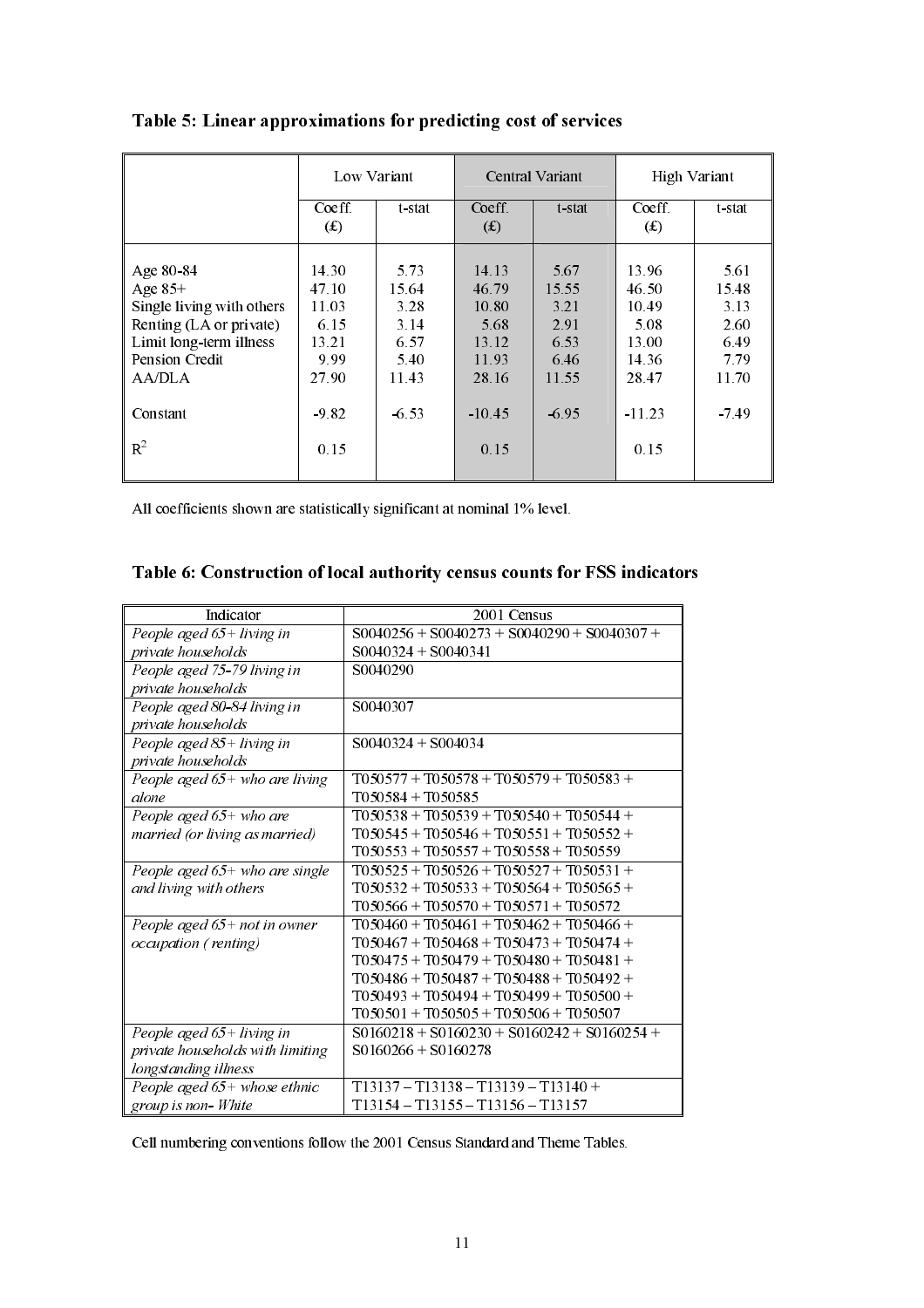### Table 5: Linear approximations for predicting cost of services

| | Low Variant | | Central Variant | | High Variant | |
|---|---|---|---|---|---|---|
| | Coeff. (£) | t-stat | Coeff. (£) | t-stat | Coeff. (£) | t-stat |
| Age 80-84 | 14.30 | 5.73 | 14.13 | 5.67 | 13.96 | 5.61 |
| Age 85+ | 47.10 | 15.64 | 46.79 | 15.55 | 46.50 | 15.48 |
| Single living with others | 11.03 | 3.28 | 10.80 | 3.21 | 10.49 | 3.13 |
| Renting (LA or private) | 6.15 | 3.14 | 5.68 | 2.91 | 5.08 | 2.60 |
| Limit long-term illness | 13.21 | 6.57 | 13.12 | 6.53 | 13.00 | 6.49 |
| Pension Credit | 9.99 | 5.40 | 11.93 | 6.46 | 14.36 | 7.79 |
| AA/DLA | 27.90 | 11.43 | 28.16 | 11.55 | 28.47 | 11.70 |
| Constant | -9.82 | -6.53 | -10.45 | -6.95 | -11.23 | -7.49 |
| $R^2$ | 0.15 | | 0.15 | | 0.15 | |

All coefficients shown are statistically significant at nominal 1% level.

### Table 6: Construction of local authority census counts for FSS indicators

| Indicator | 2001 Census |
|---|---|
| *People aged 65+ living in private households* | S0040256 + S0040273 + S0040290 + S0040307 + S0040324 + S0040341 |
| *People aged 75-79 living in private households* | S0040290 |
| *People aged 80-84 living in private households* | S0040307 |
| *People aged 85+ living in private households* | S0040324 + S004034 |
| *People aged 65+ who are living alone* | T050577 + T050578 + T050579 + T050583 + T050584 + T050585 |
| *People aged 65+ who are married (or living as married)* | T050538 + T050539 + T050540 + T050544 + T050545 + T050546 + T050551 + T050552 + T050553 + T050557 + T050558 + T050559 |
| *People aged 65+ who are single and living with others* | T050525 + T050526 + T050527 + T050531 + T050532 + T050533 + T050564 + T050565 + T050566 + T050570 + T050571 + T050572 |
| *People aged 65+ not in owner occupation (renting)* | T050460 + T050461 + T050462 + T050466 + T050467 + T050468 + T050473 + T050474 + T050475 + T050479 + T050480 + T050481 + T050486 + T050487 + T050488 + T050492 + T050493 + T050494 + T050499 + T050500 + T050501 + T050505 + T050506 + T050507 |
| *People aged 65+ living in private households with limiting longstanding illness* | S0160218 + S0160230 + S0160242 + S0160254 + S0160266 + S0160278 |
| *People aged 65+ whose ethnic group is non- White* | T13137 – T13138 – T13139 – T13140 + T13154 – T13155 – T13156 – T13157 |

Cell numbering conventions follow the 2001 Census Standard and Theme Tables.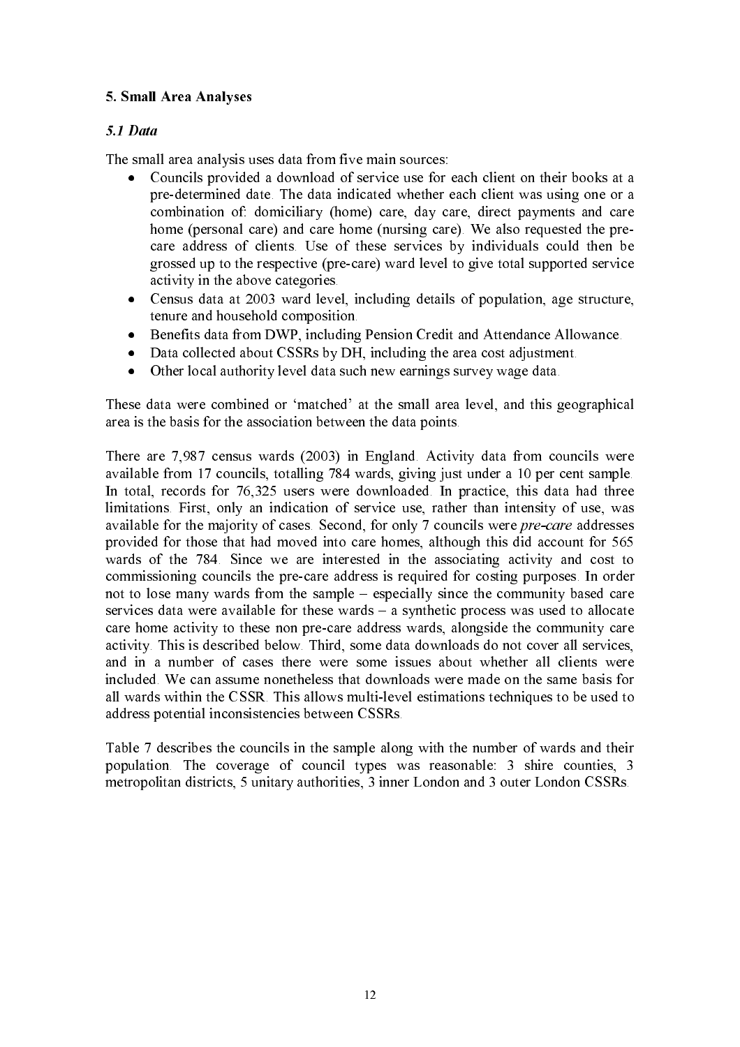## 5. Small Area Analyses

### *5.1 Data*

The small area analysis uses data from five main sources:

- Councils provided a download of service use for each client on their books at a pre-determined date. The data indicated whether each client was using one or a combination of: domiciliary (home) care, day care, direct payments and care home (personal care) and care home (nursing care). We also requested the pre-care address of clients. Use of these services by individuals could then be grossed up to the respective (pre-care) ward level to give total supported service activity in the above categories.
- Census data at 2003 ward level, including details of population, age structure, tenure and household composition.
- Benefits data from DWP, including Pension Credit and Attendance Allowance.
- Data collected about CSSRs by DH, including the area cost adjustment.
- Other local authority level data such new earnings survey wage data.

These data were combined or 'matched' at the small area level, and this geographical area is the basis for the association between the data points.

There are 7,987 census wards (2003) in England. Activity data from councils were available from 17 councils, totalling 784 wards, giving just under a 10 per cent sample. In total, records for 76,325 users were downloaded. In practice, this data had three limitations. First, only an indication of service use, rather than intensity of use, was available for the majority of cases. Second, for only 7 councils were *pre-care* addresses provided for those that had moved into care homes, although this did account for 565 wards of the 784. Since we are interested in the associating activity and cost to commissioning councils the pre-care address is required for costing purposes. In order not to lose many wards from the sample – especially since the community based care services data were available for these wards – a synthetic process was used to allocate care home activity to these non pre-care address wards, alongside the community care activity. This is described below. Third, some data downloads do not cover all services, and in a number of cases there were some issues about whether all clients were included. We can assume nonetheless that downloads were made on the same basis for all wards within the CSSR. This allows multi-level estimations techniques to be used to address potential inconsistencies between CSSRs.

Table 7 describes the councils in the sample along with the number of wards and their population. The coverage of council types was reasonable: 3 shire counties, 3 metropolitan districts, 5 unitary authorities, 3 inner London and 3 outer London CSSRs.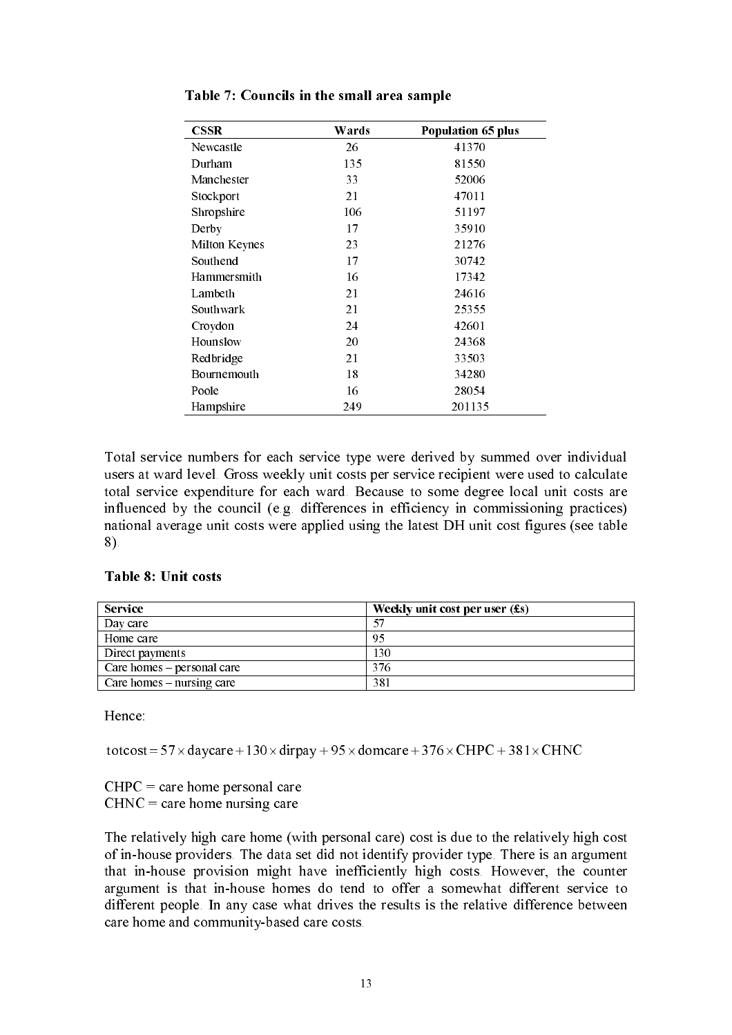**Table 7: Councils in the small area sample**

| CSSR | Wards | Population 65 plus |
|---|---|---|
| Newcastle | 26 | 41370 |
| Durham | 135 | 81550 |
| Manchester | 33 | 52006 |
| Stockport | 21 | 47011 |
| Shropshire | 106 | 51197 |
| Derby | 17 | 35910 |
| Milton Keynes | 23 | 21276 |
| Southend | 17 | 30742 |
| Hammersmith | 16 | 17342 |
| Lambeth | 21 | 24616 |
| Southwark | 21 | 25355 |
| Croydon | 24 | 42601 |
| Hounslow | 20 | 24368 |
| Redbridge | 21 | 33503 |
| Bournemouth | 18 | 34280 |
| Poole | 16 | 28054 |
| Hampshire | 249 | 201135 |

Total service numbers for each service type were derived by summed over individual users at ward level. Gross weekly unit costs per service recipient were used to calculate total service expenditure for each ward. Because to some degree local unit costs are influenced by the council (e.g. differences in efficiency in commissioning practices) national average unit costs were applied using the latest DH unit cost figures (see table 8).

**Table 8: Unit costs**

| Service | Weekly unit cost per user (£s) |
|---|---|
| Day care | 57 |
| Home care | 95 |
| Direct payments | 130 |
| Care homes – personal care | 376 |
| Care homes – nursing care | 381 |

Hence:

$$\text{totcost} = 57 \times \text{daycare} + 130 \times \text{dirpay} + 95 \times \text{domcare} + 376 \times \text{CHPC} + 381 \times \text{CHNC}$$

CHPC = care home personal care
CHNC = care home nursing care

The relatively high care home (with personal care) cost is due to the relatively high cost of in-house providers. The data set did not identify provider type. There is an argument that in-house provision might have inefficiently high costs. However, the counter argument is that in-house homes do tend to offer a somewhat different service to different people. In any case what drives the results is the relative difference between care home and community-based care costs.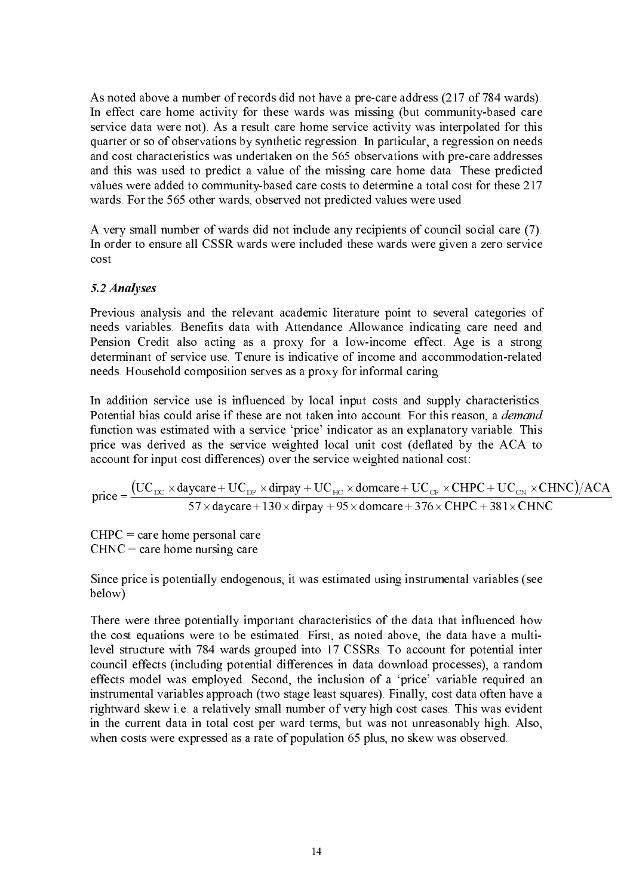As noted above a number of records did not have a pre-care address (217 of 784 wards). In effect care home activity for these wards was missing (but community-based care service data were not). As a result care home service activity was interpolated for this quarter or so of observations by synthetic regression. In particular, a regression on needs and cost characteristics was undertaken on the 565 observations with pre-care addresses and this was used to predict a value of the missing care home data. These predicted values were added to community-based care costs to determine a total cost for these 217 wards. For the 565 other wards, observed not predicted values were used.

A very small number of wards did not include any recipients of council social care (7). In order to ensure all CSSR wards were included these wards were given a zero service cost.

### *5.2 Analyses*

Previous analysis and the relevant academic literature point to several categories of needs variables. Benefits data with Attendance Allowance indicating care need and Pension Credit also acting as a proxy for a low-income effect. Age is a strong determinant of service use. Tenure is indicative of income and accommodation-related needs. Household composition serves as a proxy for informal caring.

In addition service use is influenced by local input costs and supply characteristics. Potential bias could arise if these are not taken into account. For this reason, a *demand* function was estimated with a service 'price' indicator as an explanatory variable. This price was derived as the service weighted local unit cost (deflated by the ACA to account for input cost differences) over the service weighted national cost:

$$\text{price} = \frac{\left(\text{UC}_{\text{DC}} \times \text{daycare} + \text{UC}_{\text{DP}} \times \text{dirpay} + \text{UC}_{\text{HC}} \times \text{domcare} + \text{UC}_{\text{CP}} \times \text{CHPC} + \text{UC}_{\text{CN}} \times \text{CHNC}\right)/\text{ACA}}{57 \times \text{daycare} + 130 \times \text{dirpay} + 95 \times \text{domcare} + 376 \times \text{CHPC} + 381 \times \text{CHNC}}$$

CHPC = care home personal care
CHNC = care home nursing care

Since price is potentially endogenous, it was estimated using instrumental variables (see below).

There were three potentially important characteristics of the data that influenced how the cost equations were to be estimated. First, as noted above, the data have a multi-level structure with 784 wards grouped into 17 CSSRs. To account for potential inter council effects (including potential differences in data download processes), a random effects model was employed. Second, the inclusion of a 'price' variable required an instrumental variables approach (two stage least squares). Finally, cost data often have a rightward skew i.e. a relatively small number of very high cost cases. This was evident in the current data in total cost per ward terms, but was not unreasonably high. Also, when costs were expressed as a rate of population 65 plus, no skew was observed.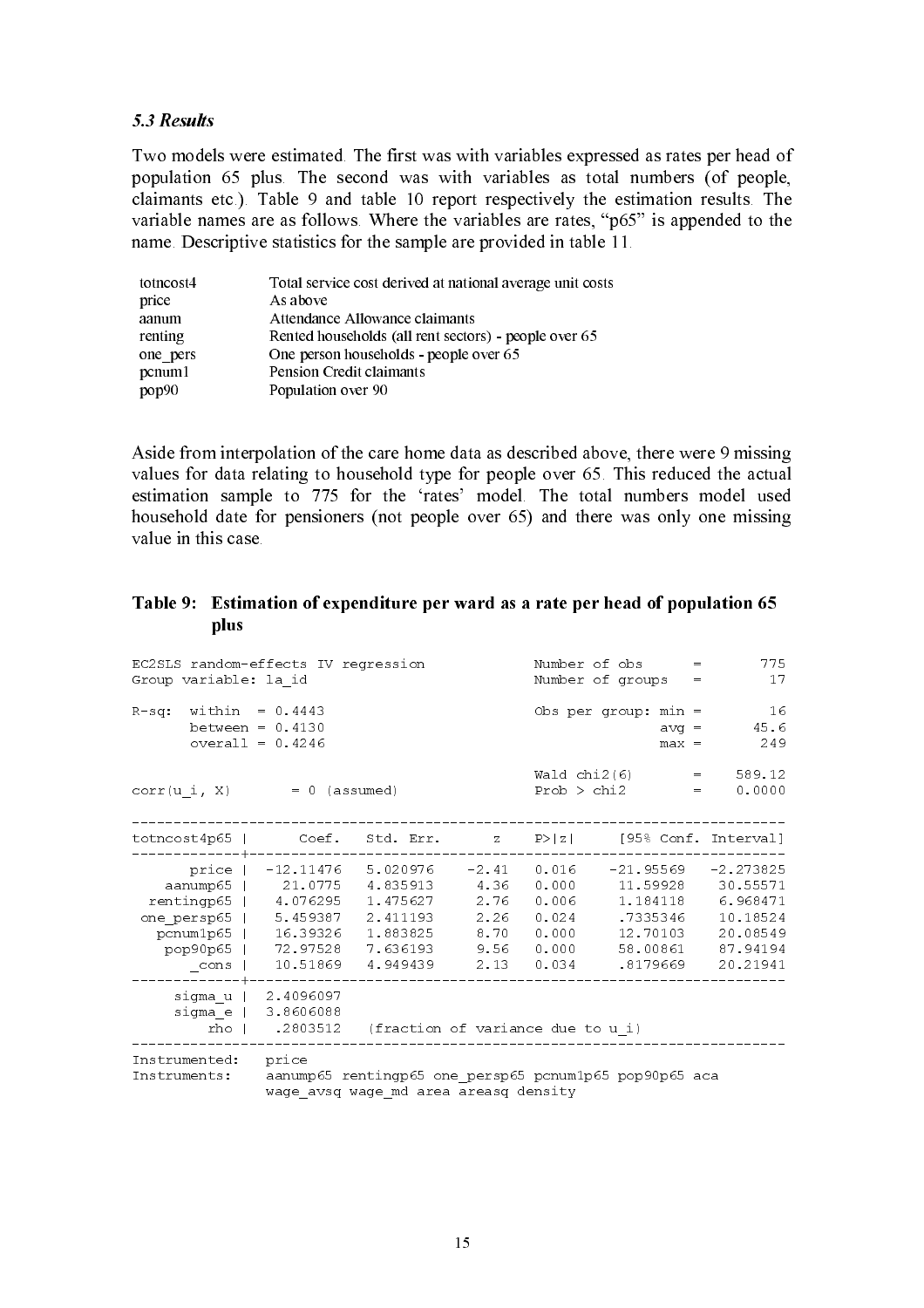### *5.3 Results*

Two models were estimated. The first was with variables expressed as rates per head of population 65 plus. The second was with variables as total numbers (of people, claimants etc.). Table 9 and table 10 report respectively the estimation results. The variable names are as follows. Where the variables are rates, "p65" is appended to the name. Descriptive statistics for the sample are provided in table 11.

| | |
|---|---|
| totncost4 | Total service cost derived at national average unit costs |
| price | As above |
| aanum | Attendance Allowance claimants |
| renting | Rented households (all rent sectors) - people over 65 |
| one_pers | One person households - people over 65 |
| pcnum1 | Pension Credit claimants |
| pop90 | Population over 90 |

Aside from interpolation of the care home data as described above, there were 9 missing values for data relating to household type for people over 65. This reduced the actual estimation sample to 775 for the 'rates' model. The total numbers model used household date for pensioners (not people over 65) and there was only one missing value in this case.

**Table 9: Estimation of expenditure per ward as a rate per head of population 65 plus**

```
EC2SLS random-effects IV regression             Number of obs      =       775
Group variable: la_id                           Number of groups   =        17

R-sq:  within  = 0.4443                         Obs per group: min =        16
       between = 0.4130                                        avg =      45.6
       overall = 0.4246                                        max =       249

                                                Wald chi2(6)       =    589.12
corr(u_i, X)       = 0 (assumed)                Prob > chi2        =    0.0000

------------------------------------------------------------------------------
totncost4p65 |      Coef.   Std. Err.      z    P>|z|     [95% Conf. Interval]
-------------+----------------------------------------------------------------
       price |  -12.11476   5.020976    -2.41   0.016    -21.95569   -2.273825
    aanump65 |    21.0775   4.835913     4.36   0.000     11.59928    30.55571
  rentingp65 |   4.076295   1.475627     2.76   0.006     1.184118    6.968471
 one_persp65 |   5.459387   2.411193     2.26   0.024     .7335346    10.18524
   pcnum1p65 |   16.39326   1.883825     8.70   0.000     12.70103    20.08549
    pop90p65 |   72.97528   7.636193     9.56   0.000     58.00861    87.94194
       _cons |   10.51869   4.949439     2.13   0.034     .8179669    20.21941
-------------+----------------------------------------------------------------
     sigma_u |  2.4096097
     sigma_e |  3.8606088
         rho |   .2803512   (fraction of variance due to u_i)
------------------------------------------------------------------------------
Instrumented:   price
Instruments:    aanump65 rentingp65 one_persp65 pcnum1p65 pop90p65 aca
                wage_avsq wage_md area areasq density
```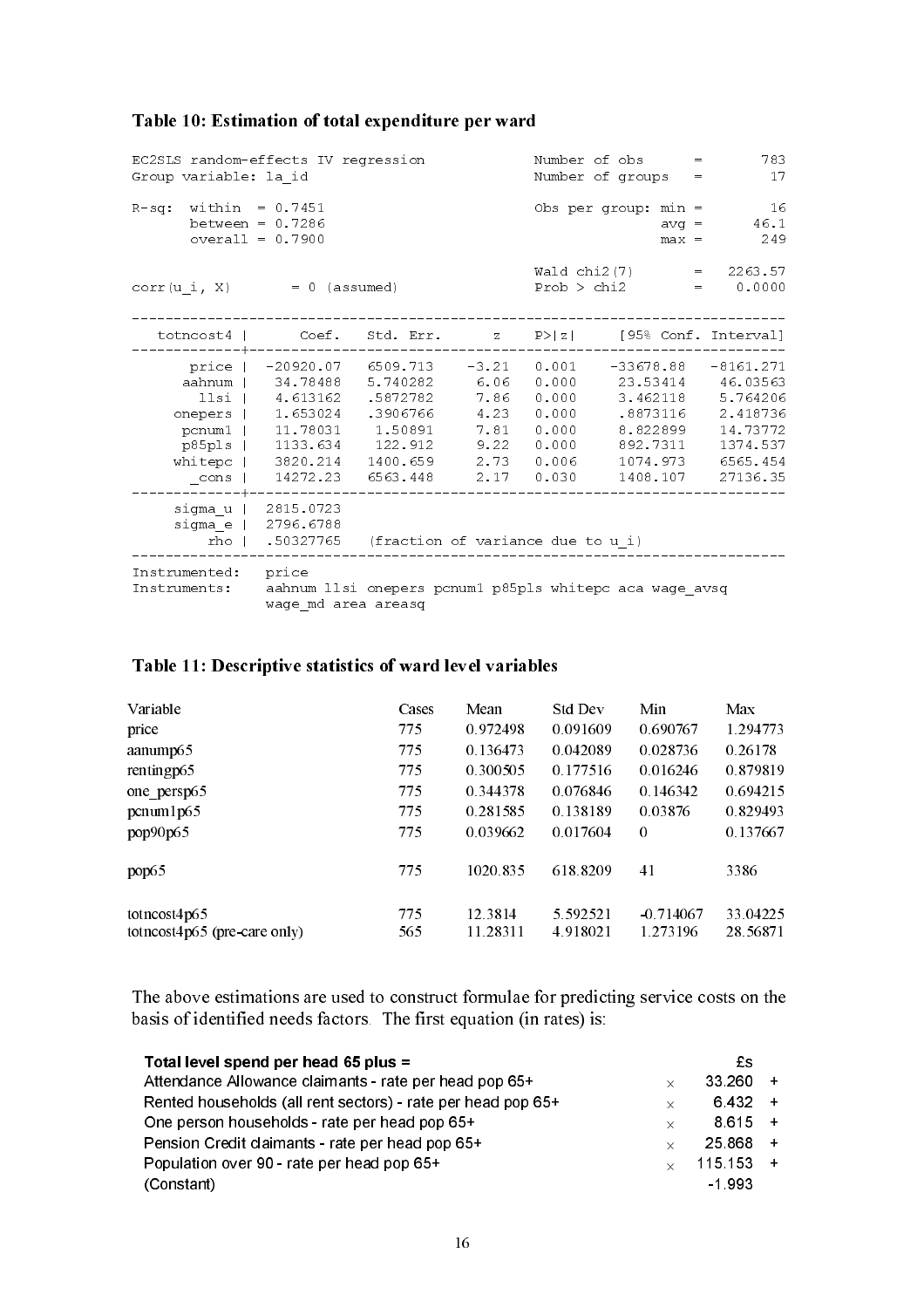**Table 10: Estimation of total expenditure per ward**

```
EC2SLS random-effects IV regression             Number of obs      =       783
Group variable: la_id                           Number of groups   =        17

R-sq:  within  = 0.7451                         Obs per group: min =        16
       between = 0.7286                                        avg =      46.1
       overall = 0.7900                                        max =       249

                                                Wald chi2(7)       =   2263.57
corr(u_i, X)       = 0 (assumed)                Prob > chi2        =    0.0000

------------------------------------------------------------------------------
   totncost4 |      Coef.   Std. Err.      z    P>|z|     [95% Conf. Interval]
-------------+----------------------------------------------------------------
       price |  -20920.07   6509.713    -3.21   0.001    -33678.88   -8161.271
      aahnum |   34.78488   5.740282     6.06   0.000     23.53414    46.03563
        llsi |   4.613162   .5872782     7.86   0.000     3.462118    5.764206
     onepers |   1.653024   .3906766     4.23   0.000     .8873116    2.418736
      pcnum1 |   11.78031    1.50891     7.81   0.000     8.822899    14.73772
      p85pls |   1133.634    122.912     9.22   0.000     892.7311    1374.537
     whitepc |   3820.214   1400.659     2.73   0.006     1074.973    6565.454
       _cons |   14272.23   6563.448     2.17   0.030     1408.107    27136.35
-------------+----------------------------------------------------------------
     sigma_u |  2815.0723
     sigma_e |  2796.6788
         rho |  .50327765   (fraction of variance due to u_i)
------------------------------------------------------------------------------
Instrumented:   price
Instruments:    aahnum llsi onepers pcnum1 p85pls whitepc aca wage_avsq
                wage_md area areasq
```

**Table 11: Descriptive statistics of ward level variables**

| Variable | Cases | Mean | Std Dev | Min | Max |
|---|---|---|---|---|---|
| price | 775 | 0.972498 | 0.091609 | 0.690767 | 1.294773 |
| aanump65 | 775 | 0.136473 | 0.042089 | 0.028736 | 0.26178 |
| rentingp65 | 775 | 0.300505 | 0.177516 | 0.016246 | 0.879819 |
| one_persp65 | 775 | 0.344378 | 0.076846 | 0.146342 | 0.694215 |
| pcnum1p65 | 775 | 0.281585 | 0.138189 | 0.03876 | 0.829493 |
| pop90p65 | 775 | 0.039662 | 0.017604 | 0 | 0.137667 |
| pop65 | 775 | 1020.835 | 618.8209 | 41 | 3386 |
| totncost4p65 | 775 | 12.3814 | 5.592521 | -0.714067 | 33.04225 |
| totncost4p65 (pre-care only) | 565 | 11.28311 | 4.918021 | 1.273196 | 28.56871 |

The above estimations are used to construct formulae for predicting service costs on the basis of identified needs factors. The first equation (in rates) is:

| **Total level spend per head 65 plus =** | | £s | |
|---|---|---|---|
| Attendance Allowance claimants - rate per head pop 65+ | × | 33.260 | + |
| Rented households (all rent sectors) - rate per head pop 65+ | × | 6.432 | + |
| One person households - rate per head pop 65+ | × | 8.615 | + |
| Pension Credit claimants - rate per head pop 65+ | × | 25.868 | + |
| Population over 90 - rate per head pop 65+ | × | 115.153 | + |
| (Constant) | | -1.993 | |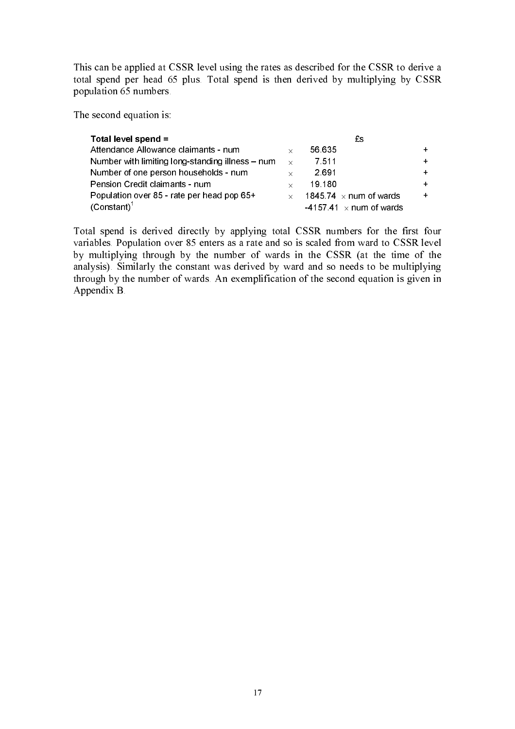This can be applied at CSSR level using the rates as described for the CSSR to derive a total spend per head 65 plus. Total spend is then derived by multiplying by CSSR population 65 numbers.

The second equation is:

| **Total level spend =** | | £s | |
|---|---|---|---|
| Attendance Allowance claimants - num | × | 56.635 | + |
| Number with limiting long-standing illness – num | × | 7.511 | + |
| Number of one person households - num | × | 2.691 | + |
| Pension Credit claimants - num | × | 19.180 | + |
| Population over 85 - rate per head pop 65+ | × | 1845.74 × num of wards | + |
| (Constant)[1] | | -4157.41 × num of wards | |

Total spend is derived directly by applying total CSSR numbers for the first four variables. Population over 85 enters as a rate and so is scaled from ward to CSSR level by multiplying through by the number of wards in the CSSR (at the time of the analysis). Similarly the constant was derived by ward and so needs to be multiplying through by the number of wards. An exemplification of the second equation is given in Appendix B.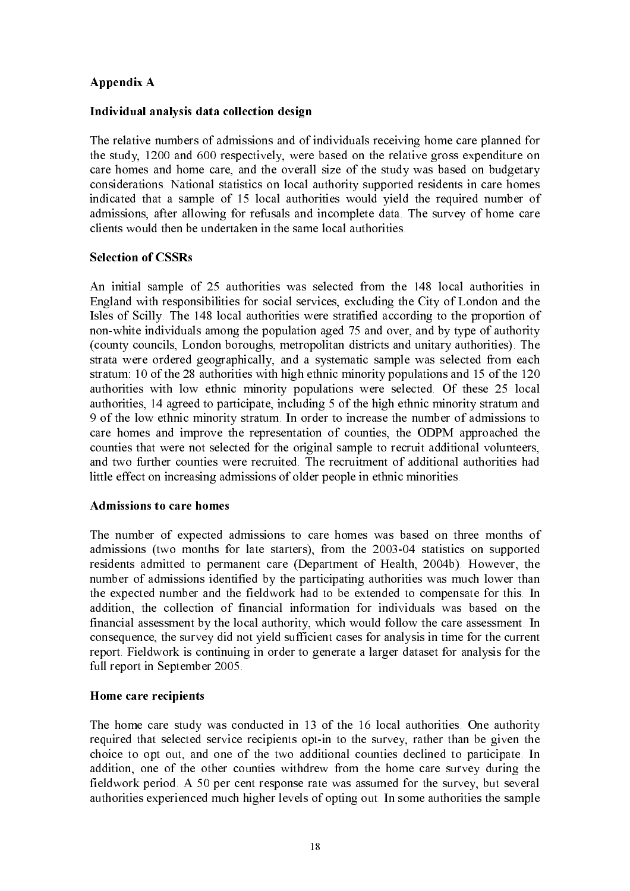## Appendix A

### Individual analysis data collection design

The relative numbers of admissions and of individuals receiving home care planned for the study, 1200 and 600 respectively, were based on the relative gross expenditure on care homes and home care, and the overall size of the study was based on budgetary considerations. National statistics on local authority supported residents in care homes indicated that a sample of 15 local authorities would yield the required number of admissions, after allowing for refusals and incomplete data. The survey of home care clients would then be undertaken in the same local authorities.

### Selection of CSSRs

An initial sample of 25 authorities was selected from the 148 local authorities in England with responsibilities for social services, excluding the City of London and the Isles of Scilly. The 148 local authorities were stratified according to the proportion of non-white individuals among the population aged 75 and over, and by type of authority (county councils, London boroughs, metropolitan districts and unitary authorities). The strata were ordered geographically, and a systematic sample was selected from each stratum: 10 of the 28 authorities with high ethnic minority populations and 15 of the 120 authorities with low ethnic minority populations were selected. Of these 25 local authorities, 14 agreed to participate, including 5 of the high ethnic minority stratum and 9 of the low ethnic minority stratum. In order to increase the number of admissions to care homes and improve the representation of counties, the ODPM approached the counties that were not selected for the original sample to recruit additional volunteers, and two further counties were recruited. The recruitment of additional authorities had little effect on increasing admissions of older people in ethnic minorities.

### Admissions to care homes

The number of expected admissions to care homes was based on three months of admissions (two months for late starters), from the 2003-04 statistics on supported residents admitted to permanent care (Department of Health, 2004b). However, the number of admissions identified by the participating authorities was much lower than the expected number and the fieldwork had to be extended to compensate for this. In addition, the collection of financial information for individuals was based on the financial assessment by the local authority, which would follow the care assessment. In consequence, the survey did not yield sufficient cases for analysis in time for the current report. Fieldwork is continuing in order to generate a larger dataset for analysis for the full report in September 2005.

### Home care recipients

The home care study was conducted in 13 of the 16 local authorities. One authority required that selected service recipients opt-in to the survey, rather than be given the choice to opt out, and one of the two additional counties declined to participate. In addition, one of the other counties withdrew from the home care survey during the fieldwork period. A 50 per cent response rate was assumed for the survey, but several authorities experienced much higher levels of opting out. In some authorities the sample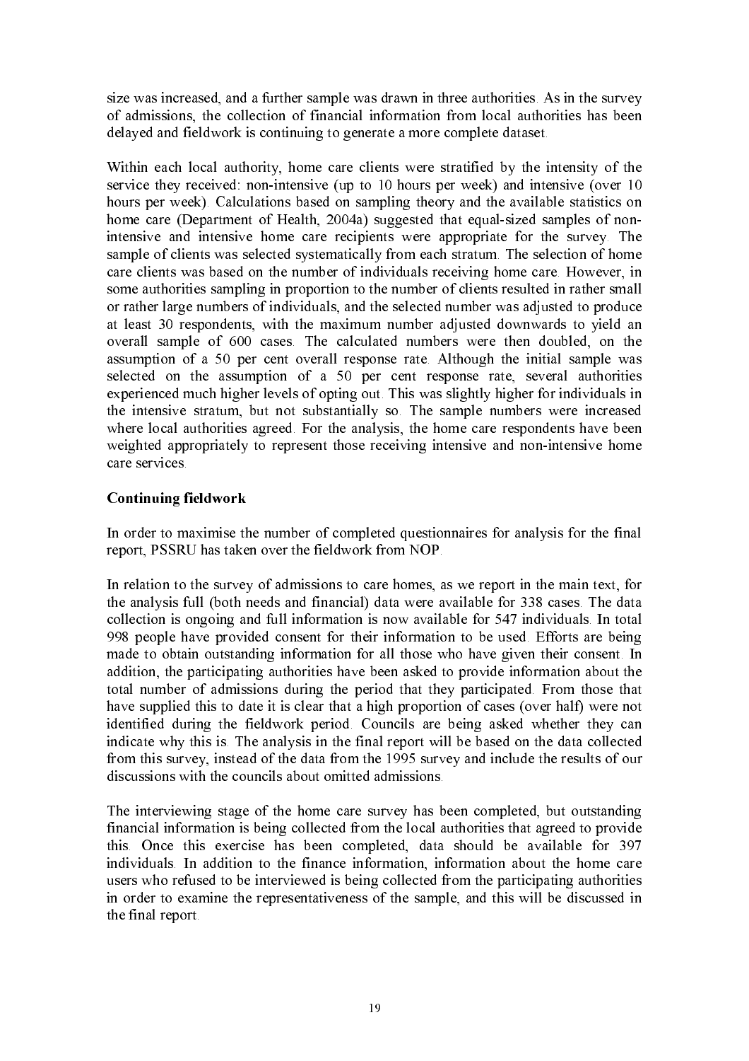size was increased, and a further sample was drawn in three authorities. As in the survey of admissions, the collection of financial information from local authorities has been delayed and fieldwork is continuing to generate a more complete dataset.

Within each local authority, home care clients were stratified by the intensity of the service they received: non-intensive (up to 10 hours per week) and intensive (over 10 hours per week). Calculations based on sampling theory and the available statistics on home care (Department of Health, 2004a) suggested that equal-sized samples of non-intensive and intensive home care recipients were appropriate for the survey. The sample of clients was selected systematically from each stratum. The selection of home care clients was based on the number of individuals receiving home care. However, in some authorities sampling in proportion to the number of clients resulted in rather small or rather large numbers of individuals, and the selected number was adjusted to produce at least 30 respondents, with the maximum number adjusted downwards to yield an overall sample of 600 cases. The calculated numbers were then doubled, on the assumption of a 50 per cent overall response rate. Although the initial sample was selected on the assumption of a 50 per cent response rate, several authorities experienced much higher levels of opting out. This was slightly higher for individuals in the intensive stratum, but not substantially so. The sample numbers were increased where local authorities agreed. For the analysis, the home care respondents have been weighted appropriately to represent those receiving intensive and non-intensive home care services.

**Continuing fieldwork**

In order to maximise the number of completed questionnaires for analysis for the final report, PSSRU has taken over the fieldwork from NOP.

In relation to the survey of admissions to care homes, as we report in the main text, for the analysis full (both needs and financial) data were available for 338 cases. The data collection is ongoing and full information is now available for 547 individuals. In total 998 people have provided consent for their information to be used. Efforts are being made to obtain outstanding information for all those who have given their consent. In addition, the participating authorities have been asked to provide information about the total number of admissions during the period that they participated. From those that have supplied this to date it is clear that a high proportion of cases (over half) were not identified during the fieldwork period. Councils are being asked whether they can indicate why this is. The analysis in the final report will be based on the data collected from this survey, instead of the data from the 1995 survey and include the results of our discussions with the councils about omitted admissions.

The interviewing stage of the home care survey has been completed, but outstanding financial information is being collected from the local authorities that agreed to provide this. Once this exercise has been completed, data should be available for 397 individuals. In addition to the finance information, information about the home care users who refused to be interviewed is being collected from the participating authorities in order to examine the representativeness of the sample, and this will be discussed in the final report.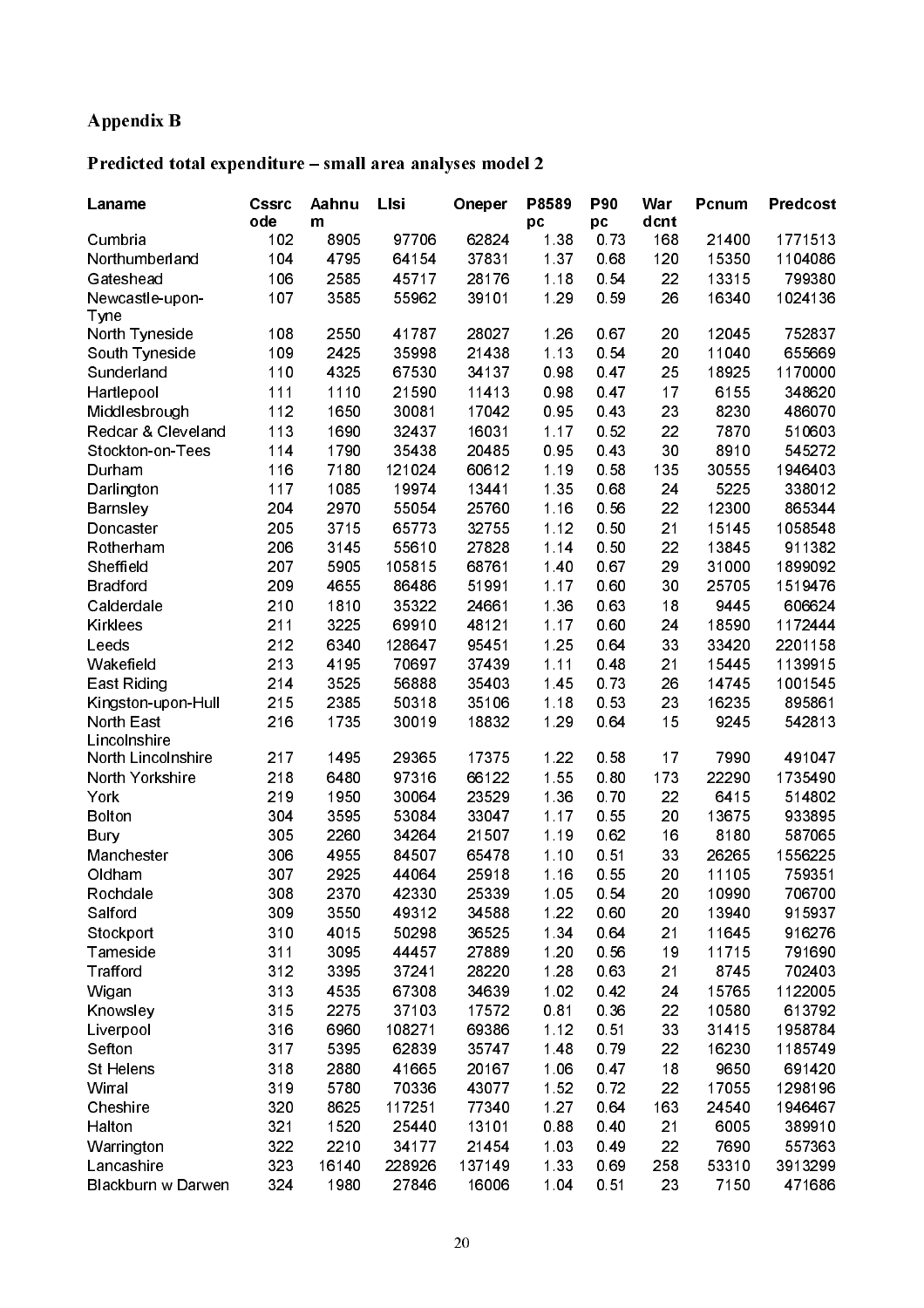## Appendix B

### Predicted total expenditure – small area analyses model 2

| Laname | Cssrcode | Aahnum | Llsi | Oneper | P8589pc | P90pc | Wardcnt | Pcnum | Predcost |
|---|---|---|---|---|---|---|---|---|---|
| Cumbria | 102 | 8905 | 97706 | 62824 | 1.38 | 0.73 | 168 | 21400 | 1771513 |
| Northumberland | 104 | 4795 | 64154 | 37831 | 1.37 | 0.68 | 120 | 15350 | 1104086 |
| Gateshead | 106 | 2585 | 45717 | 28176 | 1.18 | 0.54 | 22 | 13315 | 799380 |
| Newcastle-upon-Tyne | 107 | 3585 | 55962 | 39101 | 1.29 | 0.59 | 26 | 16340 | 1024136 |
| North Tyneside | 108 | 2550 | 41787 | 28027 | 1.26 | 0.67 | 20 | 12045 | 752837 |
| South Tyneside | 109 | 2425 | 35998 | 21438 | 1.13 | 0.54 | 20 | 11040 | 655669 |
| Sunderland | 110 | 4325 | 67530 | 34137 | 0.98 | 0.47 | 25 | 18925 | 1170000 |
| Hartlepool | 111 | 1110 | 21590 | 11413 | 0.98 | 0.47 | 17 | 6155 | 348620 |
| Middlesbrough | 112 | 1650 | 30081 | 17042 | 0.95 | 0.43 | 23 | 8230 | 486070 |
| Redcar & Cleveland | 113 | 1690 | 32437 | 16031 | 1.17 | 0.52 | 22 | 7870 | 510603 |
| Stockton-on-Tees | 114 | 1790 | 35438 | 20485 | 0.95 | 0.43 | 30 | 8910 | 545272 |
| Durham | 116 | 7180 | 121024 | 60612 | 1.19 | 0.58 | 135 | 30555 | 1946403 |
| Darlington | 117 | 1085 | 19974 | 13441 | 1.35 | 0.68 | 24 | 5225 | 338012 |
| Barnsley | 204 | 2970 | 55054 | 25760 | 1.16 | 0.56 | 22 | 12300 | 865344 |
| Doncaster | 205 | 3715 | 65773 | 32755 | 1.12 | 0.50 | 21 | 15145 | 1058548 |
| Rotherham | 206 | 3145 | 55610 | 27828 | 1.14 | 0.50 | 22 | 13845 | 911382 |
| Sheffield | 207 | 5905 | 105815 | 68761 | 1.40 | 0.67 | 29 | 31000 | 1899092 |
| Bradford | 209 | 4655 | 86486 | 51991 | 1.17 | 0.60 | 30 | 25705 | 1519476 |
| Calderdale | 210 | 1810 | 35322 | 24661 | 1.36 | 0.63 | 18 | 9445 | 606624 |
| Kirklees | 211 | 3225 | 69910 | 48121 | 1.17 | 0.60 | 24 | 18590 | 1172444 |
| Leeds | 212 | 6340 | 128647 | 95451 | 1.25 | 0.64 | 33 | 33420 | 2201158 |
| Wakefield | 213 | 4195 | 70697 | 37439 | 1.11 | 0.48 | 21 | 15445 | 1139915 |
| East Riding | 214 | 3525 | 56888 | 35403 | 1.45 | 0.73 | 26 | 14745 | 1001545 |
| Kingston-upon-Hull | 215 | 2385 | 50318 | 35106 | 1.18 | 0.53 | 23 | 16235 | 895861 |
| North East Lincolnshire | 216 | 1735 | 30019 | 18832 | 1.29 | 0.64 | 15 | 9245 | 542813 |
| North Lincolnshire | 217 | 1495 | 29365 | 17375 | 1.22 | 0.58 | 17 | 7990 | 491047 |
| North Yorkshire | 218 | 6480 | 97316 | 66122 | 1.55 | 0.80 | 173 | 22290 | 1735490 |
| York | 219 | 1950 | 30064 | 23529 | 1.36 | 0.70 | 22 | 6415 | 514802 |
| Bolton | 304 | 3595 | 53084 | 33047 | 1.17 | 0.55 | 20 | 13675 | 933895 |
| Bury | 305 | 2260 | 34264 | 21507 | 1.19 | 0.62 | 16 | 8180 | 587065 |
| Manchester | 306 | 4955 | 84507 | 65478 | 1.10 | 0.51 | 33 | 26265 | 1556225 |
| Oldham | 307 | 2925 | 44064 | 25918 | 1.16 | 0.55 | 20 | 11105 | 759351 |
| Rochdale | 308 | 2370 | 42330 | 25339 | 1.05 | 0.54 | 20 | 10990 | 706700 |
| Salford | 309 | 3550 | 49312 | 34588 | 1.22 | 0.60 | 20 | 13940 | 915937 |
| Stockport | 310 | 4015 | 50298 | 36525 | 1.34 | 0.64 | 21 | 11645 | 916276 |
| Tameside | 311 | 3095 | 44457 | 27889 | 1.20 | 0.56 | 19 | 11715 | 791690 |
| Trafford | 312 | 3395 | 37241 | 28220 | 1.28 | 0.63 | 21 | 8745 | 702403 |
| Wigan | 313 | 4535 | 67308 | 34639 | 1.02 | 0.42 | 24 | 15765 | 1122005 |
| Knowsley | 315 | 2275 | 37103 | 17572 | 0.81 | 0.36 | 22 | 10580 | 613792 |
| Liverpool | 316 | 6960 | 108271 | 69386 | 1.12 | 0.51 | 33 | 31415 | 1958784 |
| Sefton | 317 | 5395 | 62839 | 35747 | 1.48 | 0.79 | 22 | 16230 | 1185749 |
| St Helens | 318 | 2880 | 41665 | 20167 | 1.06 | 0.47 | 18 | 9650 | 691420 |
| Wirral | 319 | 5780 | 70336 | 43077 | 1.52 | 0.72 | 22 | 17055 | 1298196 |
| Cheshire | 320 | 8625 | 117251 | 77340 | 1.27 | 0.64 | 163 | 24540 | 1946467 |
| Halton | 321 | 1520 | 25440 | 13101 | 0.88 | 0.40 | 21 | 6005 | 389910 |
| Warrington | 322 | 2210 | 34177 | 21454 | 1.03 | 0.49 | 22 | 7690 | 557363 |
| Lancashire | 323 | 16140 | 228926 | 137149 | 1.33 | 0.69 | 258 | 53310 | 3913299 |
| Blackburn w Darwen | 324 | 1980 | 27846 | 16006 | 1.04 | 0.51 | 23 | 7150 | 471686 |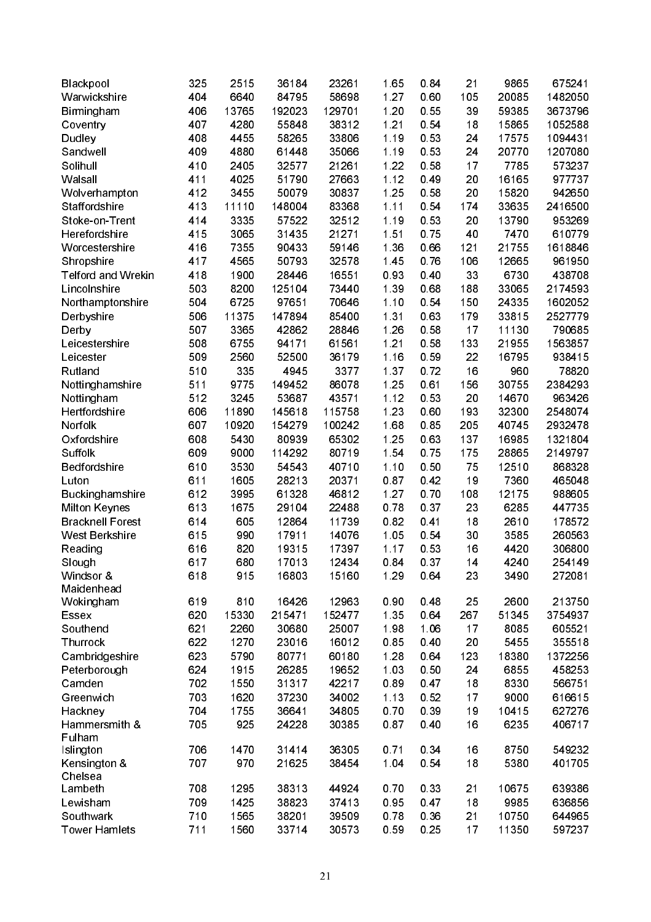| | | | | | | | | | |
|---|---|---|---|---|---|---|---|---|---|
| Blackpool | 325 | 2515 | 36184 | 23261 | 1.65 | 0.84 | 21 | 9865 | 675241 |
| Warwickshire | 404 | 6640 | 84795 | 58698 | 1.27 | 0.60 | 105 | 20085 | 1482050 |
| Birmingham | 406 | 13765 | 192023 | 129701 | 1.20 | 0.55 | 39 | 59385 | 3673796 |
| Coventry | 407 | 4280 | 55848 | 38312 | 1.21 | 0.54 | 18 | 15865 | 1052588 |
| Dudley | 408 | 4455 | 58265 | 33806 | 1.19 | 0.53 | 24 | 17575 | 1094431 |
| Sandwell | 409 | 4880 | 61448 | 35066 | 1.19 | 0.53 | 24 | 20770 | 1207080 |
| Solihull | 410 | 2405 | 32577 | 21261 | 1.22 | 0.58 | 17 | 7785 | 573237 |
| Walsall | 411 | 4025 | 51790 | 27663 | 1.12 | 0.49 | 20 | 16165 | 977737 |
| Wolverhampton | 412 | 3455 | 50079 | 30837 | 1.25 | 0.58 | 20 | 15820 | 942650 |
| Staffordshire | 413 | 11110 | 148004 | 83368 | 1.11 | 0.54 | 174 | 33635 | 2416500 |
| Stoke-on-Trent | 414 | 3335 | 57522 | 32512 | 1.19 | 0.53 | 20 | 13790 | 953269 |
| Herefordshire | 415 | 3065 | 31435 | 21271 | 1.51 | 0.75 | 40 | 7470 | 610779 |
| Worcestershire | 416 | 7355 | 90433 | 59146 | 1.36 | 0.66 | 121 | 21755 | 1618846 |
| Shropshire | 417 | 4565 | 50793 | 32578 | 1.45 | 0.76 | 106 | 12665 | 961950 |
| Telford and Wrekin | 418 | 1900 | 28446 | 16551 | 0.93 | 0.40 | 33 | 6730 | 438708 |
| Lincolnshire | 503 | 8200 | 125104 | 73440 | 1.39 | 0.68 | 188 | 33065 | 2174593 |
| Northamptonshire | 504 | 6725 | 97651 | 70646 | 1.10 | 0.54 | 150 | 24335 | 1602052 |
| Derbyshire | 506 | 11375 | 147894 | 85400 | 1.31 | 0.63 | 179 | 33815 | 2527779 |
| Derby | 507 | 3365 | 42862 | 28846 | 1.26 | 0.58 | 17 | 11130 | 790685 |
| Leicestershire | 508 | 6755 | 94171 | 61561 | 1.21 | 0.58 | 133 | 21955 | 1563857 |
| Leicester | 509 | 2560 | 52500 | 36179 | 1.16 | 0.59 | 22 | 16795 | 938415 |
| Rutland | 510 | 335 | 4945 | 3377 | 1.37 | 0.72 | 16 | 960 | 78820 |
| Nottinghamshire | 511 | 9775 | 149452 | 86078 | 1.25 | 0.61 | 156 | 30755 | 2384293 |
| Nottingham | 512 | 3245 | 53687 | 43571 | 1.12 | 0.53 | 20 | 14670 | 963426 |
| Hertfordshire | 606 | 11890 | 145618 | 115758 | 1.23 | 0.60 | 193 | 32300 | 2548074 |
| Norfolk | 607 | 10920 | 154279 | 100242 | 1.68 | 0.85 | 205 | 40745 | 2932478 |
| Oxfordshire | 608 | 5430 | 80939 | 65302 | 1.25 | 0.63 | 137 | 16985 | 1321804 |
| Suffolk | 609 | 9000 | 114292 | 80719 | 1.54 | 0.75 | 175 | 28865 | 2149797 |
| Bedfordshire | 610 | 3530 | 54543 | 40710 | 1.10 | 0.50 | 75 | 12510 | 868328 |
| Luton | 611 | 1605 | 28213 | 20371 | 0.87 | 0.42 | 19 | 7360 | 465048 |
| Buckinghamshire | 612 | 3995 | 61328 | 46812 | 1.27 | 0.70 | 108 | 12175 | 988605 |
| Milton Keynes | 613 | 1675 | 29104 | 22488 | 0.78 | 0.37 | 23 | 6285 | 447735 |
| Bracknell Forest | 614 | 605 | 12864 | 11739 | 0.82 | 0.41 | 18 | 2610 | 178572 |
| West Berkshire | 615 | 990 | 17911 | 14076 | 1.05 | 0.54 | 30 | 3585 | 260563 |
| Reading | 616 | 820 | 19315 | 17397 | 1.17 | 0.53 | 16 | 4420 | 306800 |
| Slough | 617 | 680 | 17013 | 12434 | 0.84 | 0.37 | 14 | 4240 | 254149 |
| Windsor & Maidenhead | 618 | 915 | 16803 | 15160 | 1.29 | 0.64 | 23 | 3490 | 272081 |
| Wokingham | 619 | 810 | 16426 | 12963 | 0.90 | 0.48 | 25 | 2600 | 213750 |
| Essex | 620 | 15330 | 215471 | 152477 | 1.35 | 0.64 | 267 | 51345 | 3754937 |
| Southend | 621 | 2260 | 30680 | 25007 | 1.98 | 1.06 | 17 | 8085 | 605521 |
| Thurrock | 622 | 1270 | 23016 | 16012 | 0.85 | 0.40 | 20 | 5455 | 355518 |
| Cambridgeshire | 623 | 5790 | 80771 | 60180 | 1.28 | 0.64 | 123 | 18380 | 1372256 |
| Peterborough | 624 | 1915 | 26285 | 19652 | 1.03 | 0.50 | 24 | 6855 | 458253 |
| Camden | 702 | 1550 | 31317 | 42217 | 0.89 | 0.47 | 18 | 8330 | 566751 |
| Greenwich | 703 | 1620 | 37230 | 34002 | 1.13 | 0.52 | 17 | 9000 | 616615 |
| Hackney | 704 | 1755 | 36641 | 34805 | 0.70 | 0.39 | 19 | 10415 | 627276 |
| Hammersmith & Fulham | 705 | 925 | 24228 | 30385 | 0.87 | 0.40 | 16 | 6235 | 406717 |
| Islington | 706 | 1470 | 31414 | 36305 | 0.71 | 0.34 | 16 | 8750 | 549232 |
| Kensington & Chelsea | 707 | 970 | 21625 | 38454 | 1.04 | 0.54 | 18 | 5380 | 401705 |
| Lambeth | 708 | 1295 | 38313 | 44924 | 0.70 | 0.33 | 21 | 10675 | 639386 |
| Lewisham | 709 | 1425 | 38823 | 37413 | 0.95 | 0.47 | 18 | 9985 | 636856 |
| Southwark | 710 | 1565 | 38201 | 39509 | 0.78 | 0.36 | 21 | 10750 | 644965 |
| Tower Hamlets | 711 | 1560 | 33714 | 30573 | 0.59 | 0.25 | 17 | 11350 | 597237 |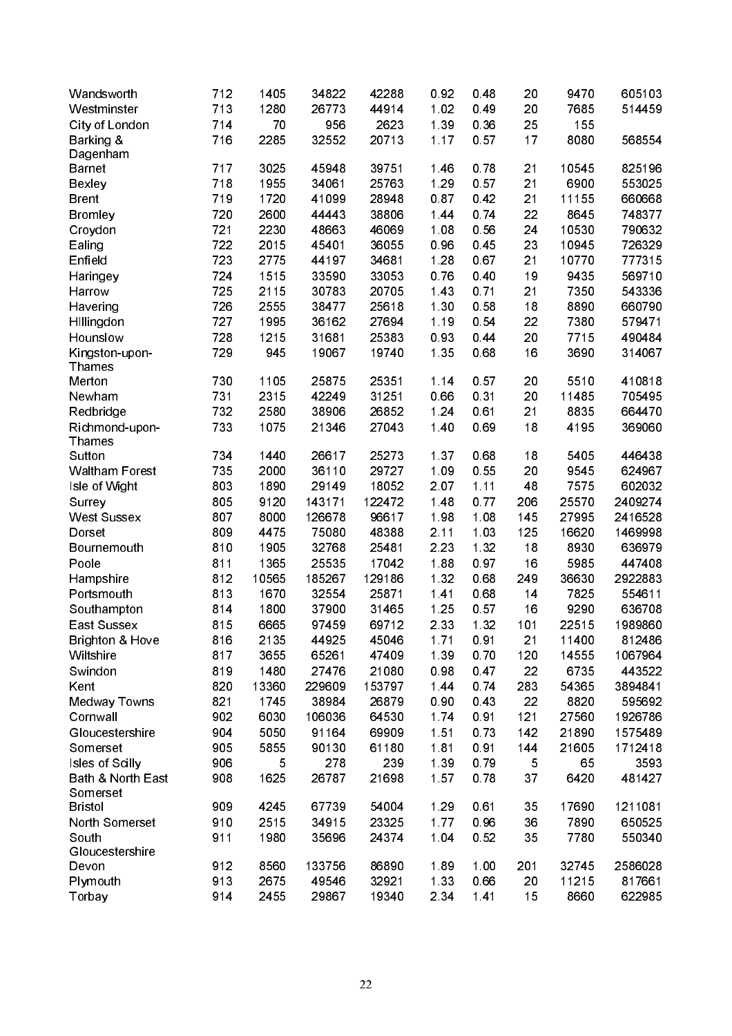| | | | | | | | | | |
|---|---|---|---|---|---|---|---|---|---|
| Wandsworth | 712 | 1405 | 34822 | 42288 | 0.92 | 0.48 | 20 | 9470 | 605103 |
| Westminster | 713 | 1280 | 26773 | 44914 | 1.02 | 0.49 | 20 | 7685 | 514459 |
| City of London | 714 | 70 | 956 | 2623 | 1.39 | 0.36 | 25 | 155 | |
| Barking & Dagenham | 716 | 2285 | 32552 | 20713 | 1.17 | 0.57 | 17 | 8080 | 568554 |
| Barnet | 717 | 3025 | 45948 | 39751 | 1.46 | 0.78 | 21 | 10545 | 825196 |
| Bexley | 718 | 1955 | 34061 | 25763 | 1.29 | 0.57 | 21 | 6900 | 553025 |
| Brent | 719 | 1720 | 41099 | 28948 | 0.87 | 0.42 | 21 | 11155 | 660668 |
| Bromley | 720 | 2600 | 44443 | 38806 | 1.44 | 0.74 | 22 | 8645 | 748377 |
| Croydon | 721 | 2230 | 48663 | 46069 | 1.08 | 0.56 | 24 | 10530 | 790632 |
| Ealing | 722 | 2015 | 45401 | 36055 | 0.96 | 0.45 | 23 | 10945 | 726329 |
| Enfield | 723 | 2775 | 44197 | 34681 | 1.28 | 0.67 | 21 | 10770 | 777315 |
| Haringey | 724 | 1515 | 33590 | 33053 | 0.76 | 0.40 | 19 | 9435 | 569710 |
| Harrow | 725 | 2115 | 30783 | 20705 | 1.43 | 0.71 | 21 | 7350 | 543336 |
| Havering | 726 | 2555 | 38477 | 25618 | 1.30 | 0.58 | 18 | 8890 | 660790 |
| Hillingdon | 727 | 1995 | 36162 | 27694 | 1.19 | 0.54 | 22 | 7380 | 579471 |
| Hounslow | 728 | 1215 | 31681 | 25383 | 0.93 | 0.44 | 20 | 7715 | 490484 |
| Kingston-upon-Thames | 729 | 945 | 19067 | 19740 | 1.35 | 0.68 | 16 | 3690 | 314067 |
| Merton | 730 | 1105 | 25875 | 25351 | 1.14 | 0.57 | 20 | 5510 | 410818 |
| Newham | 731 | 2315 | 42249 | 31251 | 0.66 | 0.31 | 20 | 11485 | 705495 |
| Redbridge | 732 | 2580 | 38906 | 26852 | 1.24 | 0.61 | 21 | 8835 | 664470 |
| Richmond-upon-Thames | 733 | 1075 | 21346 | 27043 | 1.40 | 0.69 | 18 | 4195 | 369060 |
| Sutton | 734 | 1440 | 26617 | 25273 | 1.37 | 0.68 | 18 | 5405 | 446438 |
| Waltham Forest | 735 | 2000 | 36110 | 29727 | 1.09 | 0.55 | 20 | 9545 | 624967 |
| Isle of Wight | 803 | 1890 | 29149 | 18052 | 2.07 | 1.11 | 48 | 7575 | 602032 |
| Surrey | 805 | 9120 | 143171 | 122472 | 1.48 | 0.77 | 206 | 25570 | 2409274 |
| West Sussex | 807 | 8000 | 126678 | 96617 | 1.98 | 1.08 | 145 | 27995 | 2416528 |
| Dorset | 809 | 4475 | 75080 | 48388 | 2.11 | 1.03 | 125 | 16620 | 1469998 |
| Bournemouth | 810 | 1905 | 32768 | 25481 | 2.23 | 1.32 | 18 | 8930 | 636979 |
| Poole | 811 | 1365 | 25535 | 17042 | 1.88 | 0.97 | 16 | 5985 | 447408 |
| Hampshire | 812 | 10565 | 185267 | 129186 | 1.32 | 0.68 | 249 | 36630 | 2922883 |
| Portsmouth | 813 | 1670 | 32554 | 25871 | 1.41 | 0.68 | 14 | 7825 | 554611 |
| Southampton | 814 | 1800 | 37900 | 31465 | 1.25 | 0.57 | 16 | 9290 | 636708 |
| East Sussex | 815 | 6665 | 97459 | 69712 | 2.33 | 1.32 | 101 | 22515 | 1989860 |
| Brighton & Hove | 816 | 2135 | 44925 | 45046 | 1.71 | 0.91 | 21 | 11400 | 812486 |
| Wiltshire | 817 | 3655 | 65261 | 47409 | 1.39 | 0.70 | 120 | 14555 | 1067964 |
| Swindon | 819 | 1480 | 27476 | 21080 | 0.98 | 0.47 | 22 | 6735 | 443522 |
| Kent | 820 | 13360 | 229609 | 153797 | 1.44 | 0.74 | 283 | 54365 | 3894841 |
| Medway Towns | 821 | 1745 | 38984 | 26879 | 0.90 | 0.43 | 22 | 8820 | 595692 |
| Cornwall | 902 | 6030 | 106036 | 64530 | 1.74 | 0.91 | 121 | 27560 | 1926786 |
| Gloucestershire | 904 | 5050 | 91164 | 69909 | 1.51 | 0.73 | 142 | 21890 | 1575489 |
| Somerset | 905 | 5855 | 90130 | 61180 | 1.81 | 0.91 | 144 | 21605 | 1712418 |
| Isles of Scilly | 906 | 5 | 278 | 239 | 1.39 | 0.79 | 5 | 65 | 3593 |
| Bath & North East Somerset | 908 | 1625 | 26787 | 21698 | 1.57 | 0.78 | 37 | 6420 | 481427 |
| Bristol | 909 | 4245 | 67739 | 54004 | 1.29 | 0.61 | 35 | 17690 | 1211081 |
| North Somerset | 910 | 2515 | 34915 | 23325 | 1.77 | 0.96 | 36 | 7890 | 650525 |
| South Gloucestershire | 911 | 1980 | 35696 | 24374 | 1.04 | 0.52 | 35 | 7780 | 550340 |
| Devon | 912 | 8560 | 133756 | 86890 | 1.89 | 1.00 | 201 | 32745 | 2586028 |
| Plymouth | 913 | 2675 | 49546 | 32921 | 1.33 | 0.66 | 20 | 11215 | 817661 |
| Torbay | 914 | 2455 | 29867 | 19340 | 2.34 | 1.41 | 15 | 8660 | 622985 |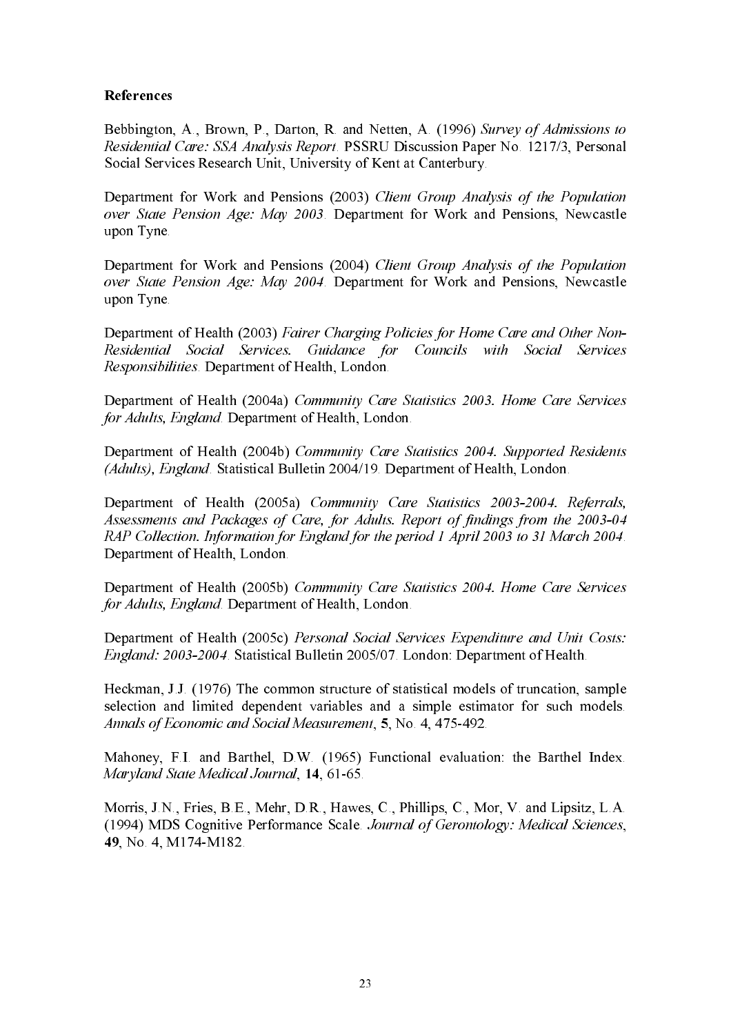## References

Bebbington, A., Brown, P., Darton, R. and Netten, A. (1996) *Survey of Admissions to Residential Care: SSA Analysis Report.* PSSRU Discussion Paper No. 1217/3, Personal Social Services Research Unit, University of Kent at Canterbury.

Department for Work and Pensions (2003) *Client Group Analysis of the Population over State Pension Age: May 2003.* Department for Work and Pensions, Newcastle upon Tyne.

Department for Work and Pensions (2004) *Client Group Analysis of the Population over State Pension Age: May 2004.* Department for Work and Pensions, Newcastle upon Tyne.

Department of Health (2003) *Fairer Charging Policies for Home Care and Other Non-Residential Social Services. Guidance for Councils with Social Services Responsibilities.* Department of Health, London.

Department of Health (2004a) *Community Care Statistics 2003. Home Care Services for Adults, England.* Department of Health, London.

Department of Health (2004b) *Community Care Statistics 2004. Supported Residents (Adults), England.* Statistical Bulletin 2004/19. Department of Health, London.

Department of Health (2005a) *Community Care Statistics 2003-2004. Referrals, Assessments and Packages of Care, for Adults. Report of findings from the 2003-04 RAP Collection. Information for England for the period 1 April 2003 to 31 March 2004.* Department of Health, London.

Department of Health (2005b) *Community Care Statistics 2004. Home Care Services for Adults, England.* Department of Health, London.

Department of Health (2005c) *Personal Social Services Expenditure and Unit Costs: England: 2003-2004.* Statistical Bulletin 2005/07. London: Department of Health.

Heckman, J.J. (1976) The common structure of statistical models of truncation, sample selection and limited dependent variables and a simple estimator for such models. *Annals of Economic and Social Measurement*, **5**, No. 4, 475-492.

Mahoney, F.I. and Barthel, D.W. (1965) Functional evaluation: the Barthel Index. *Maryland State Medical Journal*, **14**, 61-65.

Morris, J.N., Fries, B.E., Mehr, D.R., Hawes, C., Phillips, C., Mor, V. and Lipsitz, L.A. (1994) MDS Cognitive Performance Scale. *Journal of Gerontology: Medical Sciences*, **49**, No. 4, M174-M182.